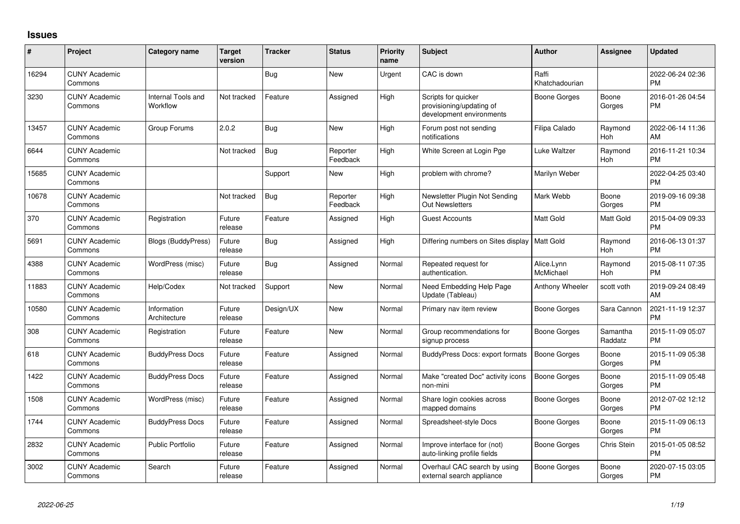## Issues

| # | Project | Category name | Target version | Tracker | Status | Priority name | Subject | Author | Assignee | Updated |
|---|---|---|---|---|---|---|---|---|---|---|
| 16294 | CUNY Academic Commons | | | Bug | New | Urgent | CAC is down | Raffi Khatchadourian | | 2022-06-24 02:36 PM |
| 3230 | CUNY Academic Commons | Internal Tools and Workflow | Not tracked | Feature | Assigned | High | Scripts for quicker provisioning/updating of development environments | Boone Gorges | Boone Gorges | 2016-01-26 04:54 PM |
| 13457 | CUNY Academic Commons | Group Forums | 2.0.2 | Bug | New | High | Forum post not sending notifications | Filipa Calado | Raymond Hoh | 2022-06-14 11:36 AM |
| 6644 | CUNY Academic Commons | | Not tracked | Bug | Reporter Feedback | High | White Screen at Login Pge | Luke Waltzer | Raymond Hoh | 2016-11-21 10:34 PM |
| 15685 | CUNY Academic Commons | | | Support | New | High | problem with chrome? | Marilyn Weber | | 2022-04-25 03:40 PM |
| 10678 | CUNY Academic Commons | | Not tracked | Bug | Reporter Feedback | High | Newsletter Plugin Not Sending Out Newsletters | Mark Webb | Boone Gorges | 2019-09-16 09:38 PM |
| 370 | CUNY Academic Commons | Registration | Future release | Feature | Assigned | High | Guest Accounts | Matt Gold | Matt Gold | 2015-04-09 09:33 PM |
| 5691 | CUNY Academic Commons | Blogs (BuddyPress) | Future release | Bug | Assigned | High | Differing numbers on Sites display | Matt Gold | Raymond Hoh | 2016-06-13 01:37 PM |
| 4388 | CUNY Academic Commons | WordPress (misc) | Future release | Bug | Assigned | Normal | Repeated request for authentication. | Alice.Lynn McMichael | Raymond Hoh | 2015-08-11 07:35 PM |
| 11883 | CUNY Academic Commons | Help/Codex | Not tracked | Support | New | Normal | Need Embedding Help Page Update (Tableau) | Anthony Wheeler | scott voth | 2019-09-24 08:49 AM |
| 10580 | CUNY Academic Commons | Information Architecture | Future release | Design/UX | New | Normal | Primary nav item review | Boone Gorges | Sara Cannon | 2021-11-19 12:37 PM |
| 308 | CUNY Academic Commons | Registration | Future release | Feature | New | Normal | Group recommendations for signup process | Boone Gorges | Samantha Raddatz | 2015-11-09 05:07 PM |
| 618 | CUNY Academic Commons | BuddyPress Docs | Future release | Feature | Assigned | Normal | BuddyPress Docs: export formats | Boone Gorges | Boone Gorges | 2015-11-09 05:38 PM |
| 1422 | CUNY Academic Commons | BuddyPress Docs | Future release | Feature | Assigned | Normal | Make "created Doc" activity icons non-mini | Boone Gorges | Boone Gorges | 2015-11-09 05:48 PM |
| 1508 | CUNY Academic Commons | WordPress (misc) | Future release | Feature | Assigned | Normal | Share login cookies across mapped domains | Boone Gorges | Boone Gorges | 2012-07-02 12:12 PM |
| 1744 | CUNY Academic Commons | BuddyPress Docs | Future release | Feature | Assigned | Normal | Spreadsheet-style Docs | Boone Gorges | Boone Gorges | 2015-11-09 06:13 PM |
| 2832 | CUNY Academic Commons | Public Portfolio | Future release | Feature | Assigned | Normal | Improve interface for (not) auto-linking profile fields | Boone Gorges | Chris Stein | 2015-01-05 08:52 PM |
| 3002 | CUNY Academic Commons | Search | Future release | Feature | Assigned | Normal | Overhaul CAC search by using external search appliance | Boone Gorges | Boone Gorges | 2020-07-15 03:05 PM |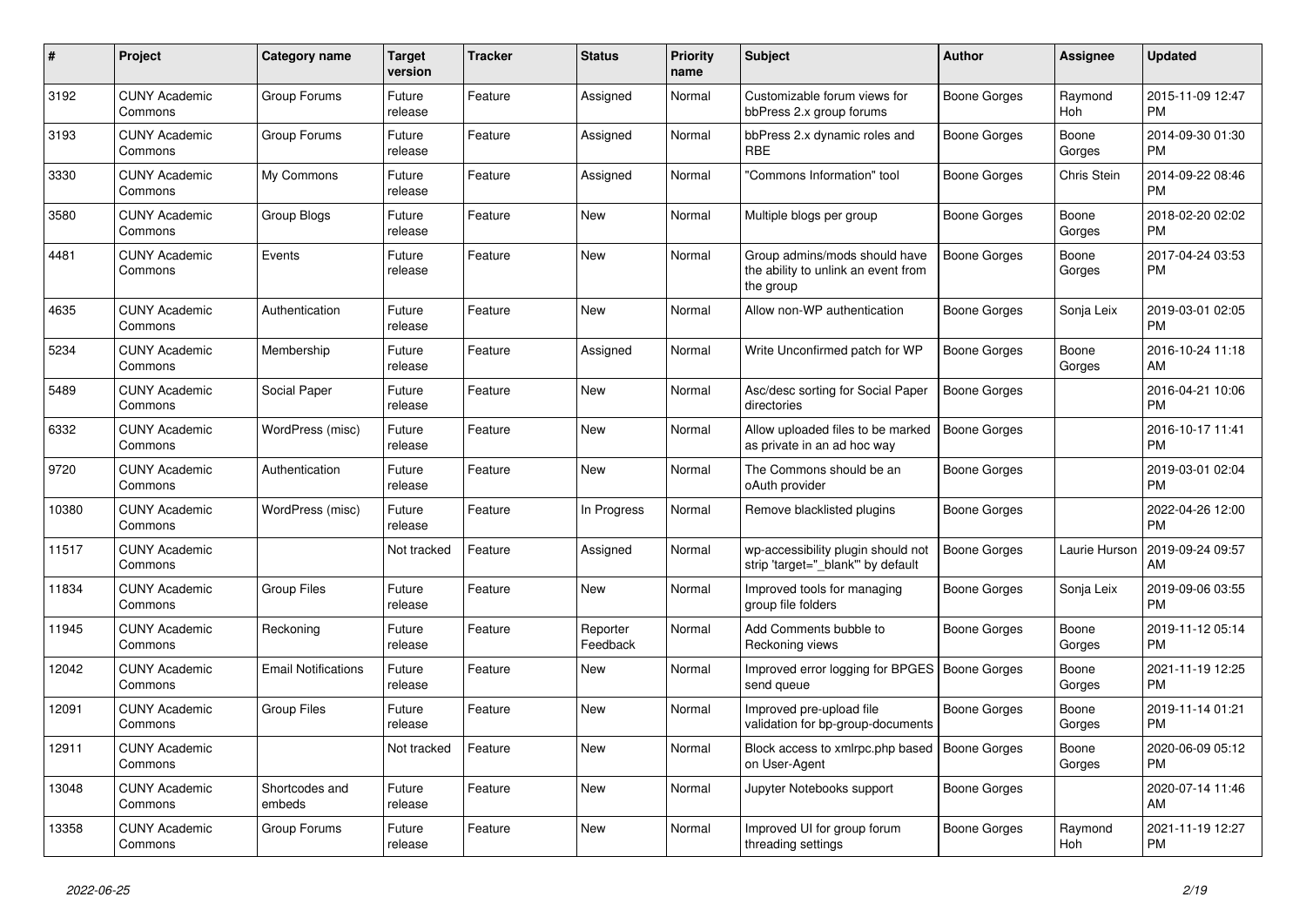| # | Project | Category name | Target version | Tracker | Status | Priority name | Subject | Author | Assignee | Updated |
|---|---|---|---|---|---|---|---|---|---|---|
| 3192 | CUNY Academic Commons | Group Forums | Future release | Feature | Assigned | Normal | Customizable forum views for bbPress 2.x group forums | Boone Gorges | Raymond Hoh | 2015-11-09 12:47 PM |
| 3193 | CUNY Academic Commons | Group Forums | Future release | Feature | Assigned | Normal | bbPress 2.x dynamic roles and RBE | Boone Gorges | Boone Gorges | 2014-09-30 01:30 PM |
| 3330 | CUNY Academic Commons | My Commons | Future release | Feature | Assigned | Normal | "Commons Information" tool | Boone Gorges | Chris Stein | 2014-09-22 08:46 PM |
| 3580 | CUNY Academic Commons | Group Blogs | Future release | Feature | New | Normal | Multiple blogs per group | Boone Gorges | Boone Gorges | 2018-02-20 02:02 PM |
| 4481 | CUNY Academic Commons | Events | Future release | Feature | New | Normal | Group admins/mods should have the ability to unlink an event from the group | Boone Gorges | Boone Gorges | 2017-04-24 03:53 PM |
| 4635 | CUNY Academic Commons | Authentication | Future release | Feature | New | Normal | Allow non-WP authentication | Boone Gorges | Sonja Leix | 2019-03-01 02:05 PM |
| 5234 | CUNY Academic Commons | Membership | Future release | Feature | Assigned | Normal | Write Unconfirmed patch for WP | Boone Gorges | Boone Gorges | 2016-10-24 11:18 AM |
| 5489 | CUNY Academic Commons | Social Paper | Future release | Feature | New | Normal | Asc/desc sorting for Social Paper directories | Boone Gorges | | 2016-04-21 10:06 PM |
| 6332 | CUNY Academic Commons | WordPress (misc) | Future release | Feature | New | Normal | Allow uploaded files to be marked as private in an ad hoc way | Boone Gorges | | 2016-10-17 11:41 PM |
| 9720 | CUNY Academic Commons | Authentication | Future release | Feature | New | Normal | The Commons should be an oAuth provider | Boone Gorges | | 2019-03-01 02:04 PM |
| 10380 | CUNY Academic Commons | WordPress (misc) | Future release | Feature | In Progress | Normal | Remove blacklisted plugins | Boone Gorges | | 2022-04-26 12:00 PM |
| 11517 | CUNY Academic Commons | | Not tracked | Feature | Assigned | Normal | wp-accessibility plugin should not strip 'target="_blank"' by default | Boone Gorges | Laurie Hurson | 2019-09-24 09:57 AM |
| 11834 | CUNY Academic Commons | Group Files | Future release | Feature | New | Normal | Improved tools for managing group file folders | Boone Gorges | Sonja Leix | 2019-09-06 03:55 PM |
| 11945 | CUNY Academic Commons | Reckoning | Future release | Feature | Reporter Feedback | Normal | Add Comments bubble to Reckoning views | Boone Gorges | Boone Gorges | 2019-11-12 05:14 PM |
| 12042 | CUNY Academic Commons | Email Notifications | Future release | Feature | New | Normal | Improved error logging for BPGES send queue | Boone Gorges | Boone Gorges | 2021-11-19 12:25 PM |
| 12091 | CUNY Academic Commons | Group Files | Future release | Feature | New | Normal | Improved pre-upload file validation for bp-group-documents | Boone Gorges | Boone Gorges | 2019-11-14 01:21 PM |
| 12911 | CUNY Academic Commons | | Not tracked | Feature | New | Normal | Block access to xmlrpc.php based on User-Agent | Boone Gorges | Boone Gorges | 2020-06-09 05:12 PM |
| 13048 | CUNY Academic Commons | Shortcodes and embeds | Future release | Feature | New | Normal | Jupyter Notebooks support | Boone Gorges | | 2020-07-14 11:46 AM |
| 13358 | CUNY Academic Commons | Group Forums | Future release | Feature | New | Normal | Improved UI for group forum threading settings | Boone Gorges | Raymond Hoh | 2021-11-19 12:27 PM |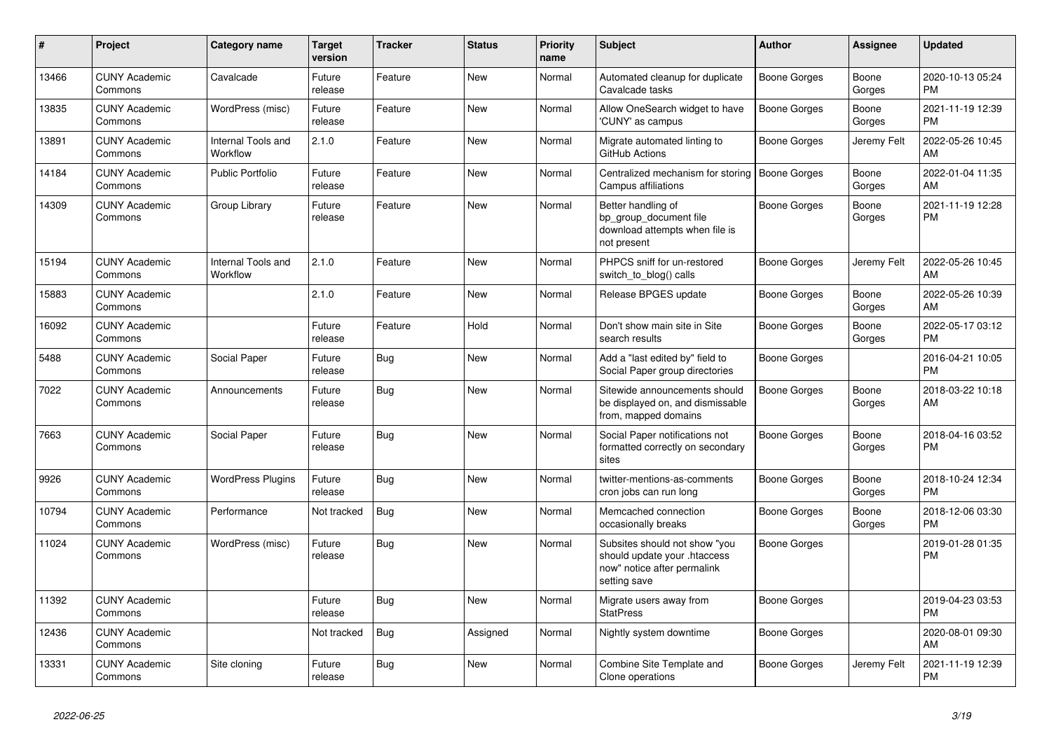| # | Project | Category name | Target version | Tracker | Status | Priority name | Subject | Author | Assignee | Updated |
|---|---|---|---|---|---|---|---|---|---|---|
| 13466 | CUNY Academic Commons | Cavalcade | Future release | Feature | New | Normal | Automated cleanup for duplicate Cavalcade tasks | Boone Gorges | Boone Gorges | 2020-10-13 05:24 PM |
| 13835 | CUNY Academic Commons | WordPress (misc) | Future release | Feature | New | Normal | Allow OneSearch widget to have 'CUNY' as campus | Boone Gorges | Boone Gorges | 2021-11-19 12:39 PM |
| 13891 | CUNY Academic Commons | Internal Tools and Workflow | 2.1.0 | Feature | New | Normal | Migrate automated linting to GitHub Actions | Boone Gorges | Jeremy Felt | 2022-05-26 10:45 AM |
| 14184 | CUNY Academic Commons | Public Portfolio | Future release | Feature | New | Normal | Centralized mechanism for storing Campus affiliations | Boone Gorges | Boone Gorges | 2022-01-04 11:35 AM |
| 14309 | CUNY Academic Commons | Group Library | Future release | Feature | New | Normal | Better handling of bp_group_document file download attempts when file is not present | Boone Gorges | Boone Gorges | 2021-11-19 12:28 PM |
| 15194 | CUNY Academic Commons | Internal Tools and Workflow | 2.1.0 | Feature | New | Normal | PHPCS sniff for un-restored switch_to_blog() calls | Boone Gorges | Jeremy Felt | 2022-05-26 10:45 AM |
| 15883 | CUNY Academic Commons | | 2.1.0 | Feature | New | Normal | Release BPGES update | Boone Gorges | Boone Gorges | 2022-05-26 10:39 AM |
| 16092 | CUNY Academic Commons | | Future release | Feature | Hold | Normal | Don't show main site in Site search results | Boone Gorges | Boone Gorges | 2022-05-17 03:12 PM |
| 5488 | CUNY Academic Commons | Social Paper | Future release | Bug | New | Normal | Add a "last edited by" field to Social Paper group directories | Boone Gorges | | 2016-04-21 10:05 PM |
| 7022 | CUNY Academic Commons | Announcements | Future release | Bug | New | Normal | Sitewide announcements should be displayed on, and dismissable from, mapped domains | Boone Gorges | Boone Gorges | 2018-03-22 10:18 AM |
| 7663 | CUNY Academic Commons | Social Paper | Future release | Bug | New | Normal | Social Paper notifications not formatted correctly on secondary sites | Boone Gorges | Boone Gorges | 2018-04-16 03:52 PM |
| 9926 | CUNY Academic Commons | WordPress Plugins | Future release | Bug | New | Normal | twitter-mentions-as-comments cron jobs can run long | Boone Gorges | Boone Gorges | 2018-10-24 12:34 PM |
| 10794 | CUNY Academic Commons | Performance | Not tracked | Bug | New | Normal | Memcached connection occasionally breaks | Boone Gorges | Boone Gorges | 2018-12-06 03:30 PM |
| 11024 | CUNY Academic Commons | WordPress (misc) | Future release | Bug | New | Normal | Subsites should not show "you should update your .htaccess now" notice after permalink setting save | Boone Gorges | | 2019-01-28 01:35 PM |
| 11392 | CUNY Academic Commons | | Future release | Bug | New | Normal | Migrate users away from StatPress | Boone Gorges | | 2019-04-23 03:53 PM |
| 12436 | CUNY Academic Commons | | Not tracked | Bug | Assigned | Normal | Nightly system downtime | Boone Gorges | | 2020-08-01 09:30 AM |
| 13331 | CUNY Academic Commons | Site cloning | Future release | Bug | New | Normal | Combine Site Template and Clone operations | Boone Gorges | Jeremy Felt | 2021-11-19 12:39 PM |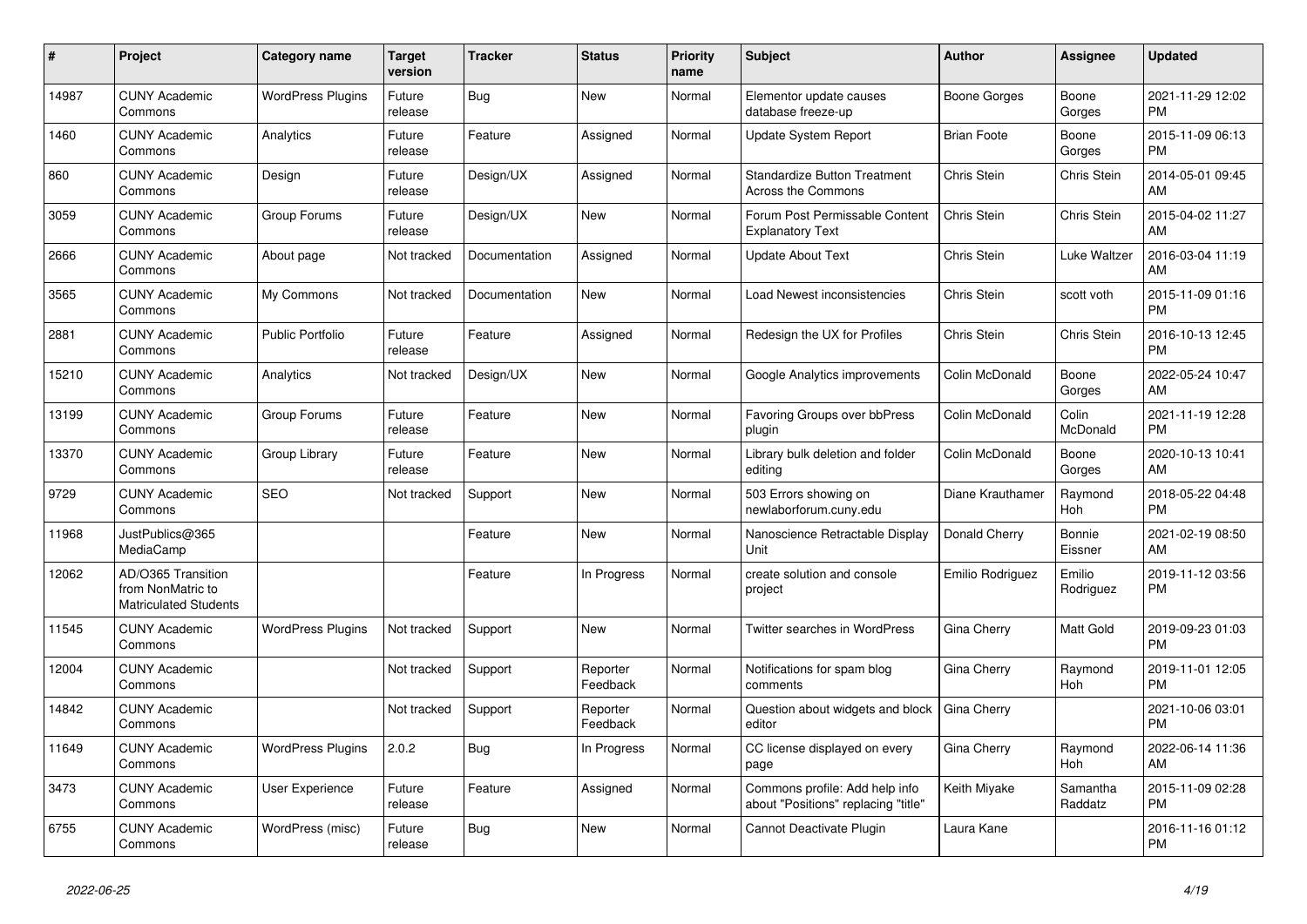| # | Project | Category name | Target version | Tracker | Status | Priority name | Subject | Author | Assignee | Updated |
|---|---|---|---|---|---|---|---|---|---|---|
| 14987 | CUNY Academic Commons | WordPress Plugins | Future release | Bug | New | Normal | Elementor update causes database freeze-up | Boone Gorges | Boone Gorges | 2021-11-29 12:02 PM |
| 1460 | CUNY Academic Commons | Analytics | Future release | Feature | Assigned | Normal | Update System Report | Brian Foote | Boone Gorges | 2015-11-09 06:13 PM |
| 860 | CUNY Academic Commons | Design | Future release | Design/UX | Assigned | Normal | Standardize Button Treatment Across the Commons | Chris Stein | Chris Stein | 2014-05-01 09:45 AM |
| 3059 | CUNY Academic Commons | Group Forums | Future release | Design/UX | New | Normal | Forum Post Permissable Content Explanatory Text | Chris Stein | Chris Stein | 2015-04-02 11:27 AM |
| 2666 | CUNY Academic Commons | About page | Not tracked | Documentation | Assigned | Normal | Update About Text | Chris Stein | Luke Waltzer | 2016-03-04 11:19 AM |
| 3565 | CUNY Academic Commons | My Commons | Not tracked | Documentation | New | Normal | Load Newest inconsistencies | Chris Stein | scott voth | 2015-11-09 01:16 PM |
| 2881 | CUNY Academic Commons | Public Portfolio | Future release | Feature | Assigned | Normal | Redesign the UX for Profiles | Chris Stein | Chris Stein | 2016-10-13 12:45 PM |
| 15210 | CUNY Academic Commons | Analytics | Not tracked | Design/UX | New | Normal | Google Analytics improvements | Colin McDonald | Boone Gorges | 2022-05-24 10:47 AM |
| 13199 | CUNY Academic Commons | Group Forums | Future release | Feature | New | Normal | Favoring Groups over bbPress plugin | Colin McDonald | Colin McDonald | 2021-11-19 12:28 PM |
| 13370 | CUNY Academic Commons | Group Library | Future release | Feature | New | Normal | Library bulk deletion and folder editing | Colin McDonald | Boone Gorges | 2020-10-13 10:41 AM |
| 9729 | CUNY Academic Commons | SEO | Not tracked | Support | New | Normal | 503 Errors showing on newlaborforum.cuny.edu | Diane Krauthamer | Raymond Hoh | 2018-05-22 04:48 PM |
| 11968 | JustPublics@365 MediaCamp | | | Feature | New | Normal | Nanoscience Retractable Display Unit | Donald Cherry | Bonnie Eissner | 2021-02-19 08:50 AM |
| 12062 | AD/O365 Transition from NonMatric to Matriculated Students | | | Feature | In Progress | Normal | create solution and console project | Emilio Rodriguez | Emilio Rodriguez | 2019-11-12 03:56 PM |
| 11545 | CUNY Academic Commons | WordPress Plugins | Not tracked | Support | New | Normal | Twitter searches in WordPress | Gina Cherry | Matt Gold | 2019-09-23 01:03 PM |
| 12004 | CUNY Academic Commons | | Not tracked | Support | Reporter Feedback | Normal | Notifications for spam blog comments | Gina Cherry | Raymond Hoh | 2019-11-01 12:05 PM |
| 14842 | CUNY Academic Commons | | Not tracked | Support | Reporter Feedback | Normal | Question about widgets and block editor | Gina Cherry | | 2021-10-06 03:01 PM |
| 11649 | CUNY Academic Commons | WordPress Plugins | 2.0.2 | Bug | In Progress | Normal | CC license displayed on every page | Gina Cherry | Raymond Hoh | 2022-06-14 11:36 AM |
| 3473 | CUNY Academic Commons | User Experience | Future release | Feature | Assigned | Normal | Commons profile: Add help info about "Positions" replacing "title" | Keith Miyake | Samantha Raddatz | 2015-11-09 02:28 PM |
| 6755 | CUNY Academic Commons | WordPress (misc) | Future release | Bug | New | Normal | Cannot Deactivate Plugin | Laura Kane | | 2016-11-16 01:12 PM |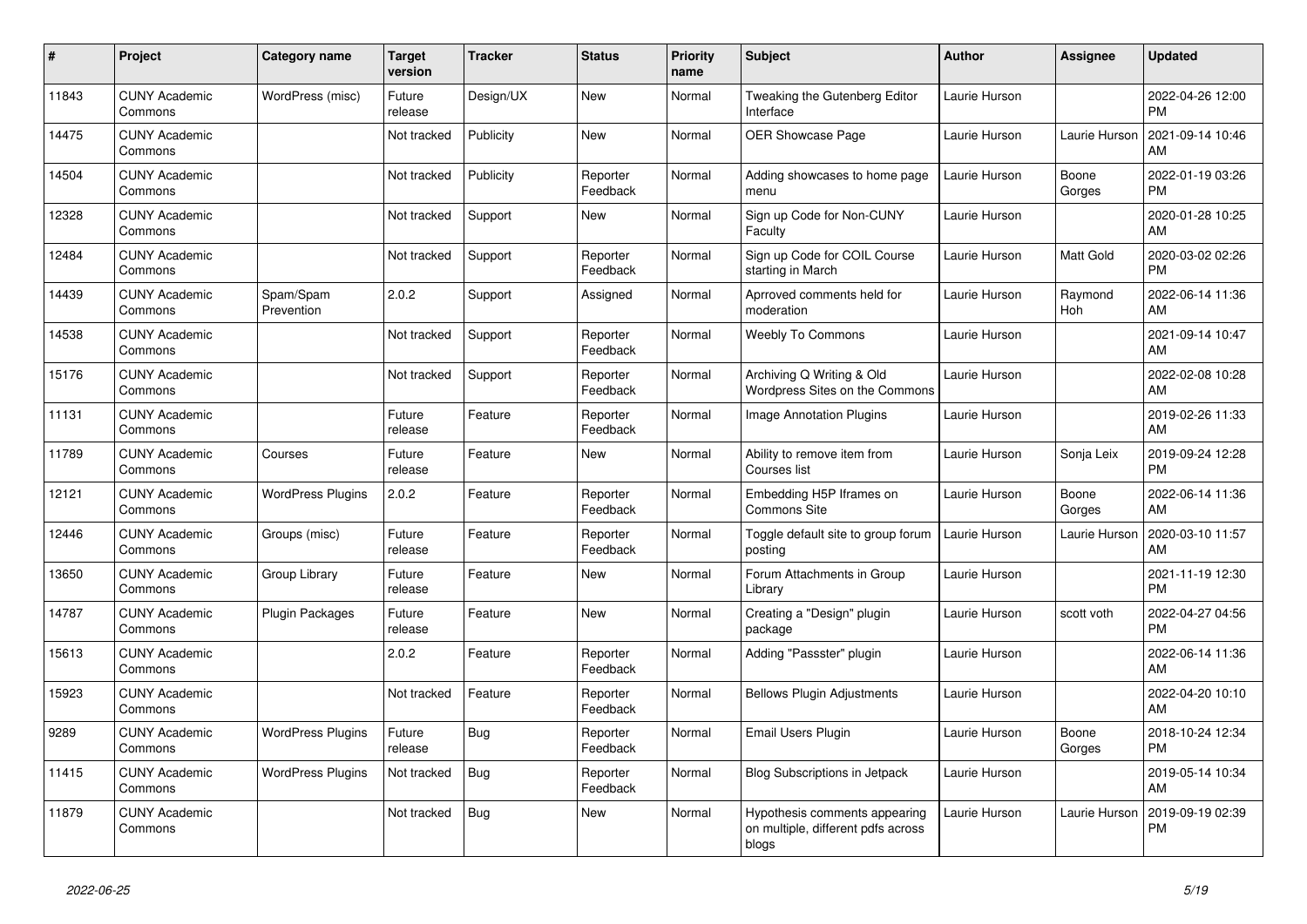| # | Project | Category name | Target version | Tracker | Status | Priority name | Subject | Author | Assignee | Updated |
|---|---|---|---|---|---|---|---|---|---|---|
| 11843 | CUNY Academic Commons | WordPress (misc) | Future release | Design/UX | New | Normal | Tweaking the Gutenberg Editor Interface | Laurie Hurson | | 2022-04-26 12:00 PM |
| 14475 | CUNY Academic Commons | | Not tracked | Publicity | New | Normal | OER Showcase Page | Laurie Hurson | Laurie Hurson | 2021-09-14 10:46 AM |
| 14504 | CUNY Academic Commons | | Not tracked | Publicity | Reporter Feedback | Normal | Adding showcases to home page menu | Laurie Hurson | Boone Gorges | 2022-01-19 03:26 PM |
| 12328 | CUNY Academic Commons | | Not tracked | Support | New | Normal | Sign up Code for Non-CUNY Faculty | Laurie Hurson | | 2020-01-28 10:25 AM |
| 12484 | CUNY Academic Commons | | Not tracked | Support | Reporter Feedback | Normal | Sign up Code for COIL Course starting in March | Laurie Hurson | Matt Gold | 2020-03-02 02:26 PM |
| 14439 | CUNY Academic Commons | Spam/Spam Prevention | 2.0.2 | Support | Assigned | Normal | Aprroved comments held for moderation | Laurie Hurson | Raymond Hoh | 2022-06-14 11:36 AM |
| 14538 | CUNY Academic Commons | | Not tracked | Support | Reporter Feedback | Normal | Weebly To Commons | Laurie Hurson | | 2021-09-14 10:47 AM |
| 15176 | CUNY Academic Commons | | Not tracked | Support | Reporter Feedback | Normal | Archiving Q Writing & Old Wordpress Sites on the Commons | Laurie Hurson | | 2022-02-08 10:28 AM |
| 11131 | CUNY Academic Commons | | Future release | Feature | Reporter Feedback | Normal | Image Annotation Plugins | Laurie Hurson | | 2019-02-26 11:33 AM |
| 11789 | CUNY Academic Commons | Courses | Future release | Feature | New | Normal | Ability to remove item from Courses list | Laurie Hurson | Sonja Leix | 2019-09-24 12:28 PM |
| 12121 | CUNY Academic Commons | WordPress Plugins | 2.0.2 | Feature | Reporter Feedback | Normal | Embedding H5P Iframes on Commons Site | Laurie Hurson | Boone Gorges | 2022-06-14 11:36 AM |
| 12446 | CUNY Academic Commons | Groups (misc) | Future release | Feature | Reporter Feedback | Normal | Toggle default site to group forum posting | Laurie Hurson | Laurie Hurson | 2020-03-10 11:57 AM |
| 13650 | CUNY Academic Commons | Group Library | Future release | Feature | New | Normal | Forum Attachments in Group Library | Laurie Hurson | | 2021-11-19 12:30 PM |
| 14787 | CUNY Academic Commons | Plugin Packages | Future release | Feature | New | Normal | Creating a "Design" plugin package | Laurie Hurson | scott voth | 2022-04-27 04:56 PM |
| 15613 | CUNY Academic Commons | | 2.0.2 | Feature | Reporter Feedback | Normal | Adding "Passster" plugin | Laurie Hurson | | 2022-06-14 11:36 AM |
| 15923 | CUNY Academic Commons | | Not tracked | Feature | Reporter Feedback | Normal | Bellows Plugin Adjustments | Laurie Hurson | | 2022-04-20 10:10 AM |
| 9289 | CUNY Academic Commons | WordPress Plugins | Future release | Bug | Reporter Feedback | Normal | Email Users Plugin | Laurie Hurson | Boone Gorges | 2018-10-24 12:34 PM |
| 11415 | CUNY Academic Commons | WordPress Plugins | Not tracked | Bug | Reporter Feedback | Normal | Blog Subscriptions in Jetpack | Laurie Hurson | | 2019-05-14 10:34 AM |
| 11879 | CUNY Academic Commons | | Not tracked | Bug | New | Normal | Hypothesis comments appearing on multiple, different pdfs across blogs | Laurie Hurson | Laurie Hurson | 2019-09-19 02:39 PM |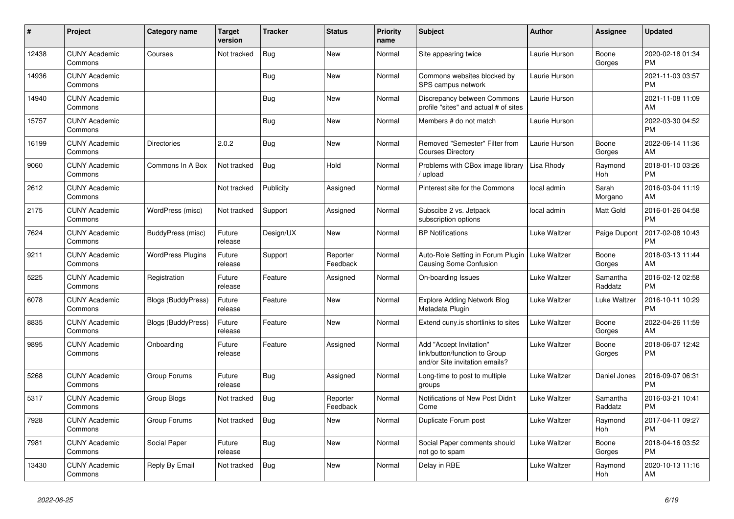| # | Project | Category name | Target version | Tracker | Status | Priority name | Subject | Author | Assignee | Updated |
|---|---|---|---|---|---|---|---|---|---|---|
| 12438 | CUNY Academic Commons | Courses | Not tracked | Bug | New | Normal | Site appearing twice | Laurie Hurson | Boone Gorges | 2020-02-18 01:34 PM |
| 14936 | CUNY Academic Commons | | | Bug | New | Normal | Commons websites blocked by SPS campus network | Laurie Hurson | | 2021-11-03 03:57 PM |
| 14940 | CUNY Academic Commons | | | Bug | New | Normal | Discrepancy between Commons profile "sites" and actual # of sites | Laurie Hurson | | 2021-11-08 11:09 AM |
| 15757 | CUNY Academic Commons | | | Bug | New | Normal | Members # do not match | Laurie Hurson | | 2022-03-30 04:52 PM |
| 16199 | CUNY Academic Commons | Directories | 2.0.2 | Bug | New | Normal | Removed "Semester" Filter from Courses Directory | Laurie Hurson | Boone Gorges | 2022-06-14 11:36 AM |
| 9060 | CUNY Academic Commons | Commons In A Box | Not tracked | Bug | Hold | Normal | Problems with CBox image library / upload | Lisa Rhody | Raymond Hoh | 2018-01-10 03:26 PM |
| 2612 | CUNY Academic Commons | | Not tracked | Publicity | Assigned | Normal | Pinterest site for the Commons | local admin | Sarah Morgano | 2016-03-04 11:19 AM |
| 2175 | CUNY Academic Commons | WordPress (misc) | Not tracked | Support | Assigned | Normal | Subscibe 2 vs. Jetpack subscription options | local admin | Matt Gold | 2016-01-26 04:58 PM |
| 7624 | CUNY Academic Commons | BuddyPress (misc) | Future release | Design/UX | New | Normal | BP Notifications | Luke Waltzer | Paige Dupont | 2017-02-08 10:43 PM |
| 9211 | CUNY Academic Commons | WordPress Plugins | Future release | Support | Reporter Feedback | Normal | Auto-Role Setting in Forum Plugin Causing Some Confusion | Luke Waltzer | Boone Gorges | 2018-03-13 11:44 AM |
| 5225 | CUNY Academic Commons | Registration | Future release | Feature | Assigned | Normal | On-boarding Issues | Luke Waltzer | Samantha Raddatz | 2016-02-12 02:58 PM |
| 6078 | CUNY Academic Commons | Blogs (BuddyPress) | Future release | Feature | New | Normal | Explore Adding Network Blog Metadata Plugin | Luke Waltzer | Luke Waltzer | 2016-10-11 10:29 PM |
| 8835 | CUNY Academic Commons | Blogs (BuddyPress) | Future release | Feature | New | Normal | Extend cuny.is shortlinks to sites | Luke Waltzer | Boone Gorges | 2022-04-26 11:59 AM |
| 9895 | CUNY Academic Commons | Onboarding | Future release | Feature | Assigned | Normal | Add "Accept Invitation" link/button/function to Group and/or Site invitation emails? | Luke Waltzer | Boone Gorges | 2018-06-07 12:42 PM |
| 5268 | CUNY Academic Commons | Group Forums | Future release | Bug | Assigned | Normal | Long-time to post to multiple groups | Luke Waltzer | Daniel Jones | 2016-09-07 06:31 PM |
| 5317 | CUNY Academic Commons | Group Blogs | Not tracked | Bug | Reporter Feedback | Normal | Notifications of New Post Didn't Come | Luke Waltzer | Samantha Raddatz | 2016-03-21 10:41 PM |
| 7928 | CUNY Academic Commons | Group Forums | Not tracked | Bug | New | Normal | Duplicate Forum post | Luke Waltzer | Raymond Hoh | 2017-04-11 09:27 PM |
| 7981 | CUNY Academic Commons | Social Paper | Future release | Bug | New | Normal | Social Paper comments should not go to spam | Luke Waltzer | Boone Gorges | 2018-04-16 03:52 PM |
| 13430 | CUNY Academic Commons | Reply By Email | Not tracked | Bug | New | Normal | Delay in RBE | Luke Waltzer | Raymond Hoh | 2020-10-13 11:16 AM |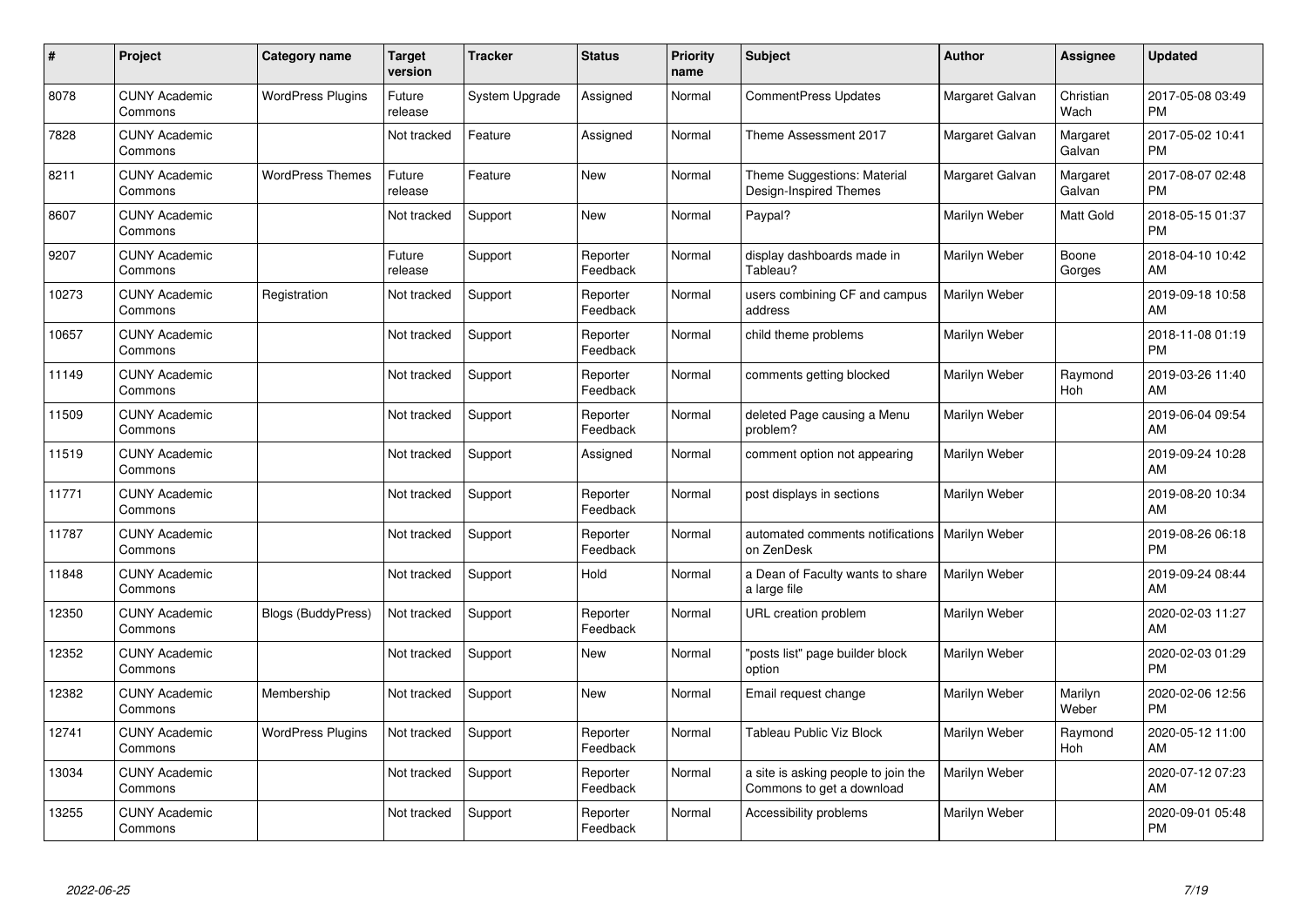| # | Project | Category name | Target version | Tracker | Status | Priority name | Subject | Author | Assignee | Updated |
|---|---|---|---|---|---|---|---|---|---|---|
| 8078 | CUNY Academic Commons | WordPress Plugins | Future release | System Upgrade | Assigned | Normal | CommentPress Updates | Margaret Galvan | Christian Wach | 2017-05-08 03:49 PM |
| 7828 | CUNY Academic Commons | | Not tracked | Feature | Assigned | Normal | Theme Assessment 2017 | Margaret Galvan | Margaret Galvan | 2017-05-02 10:41 PM |
| 8211 | CUNY Academic Commons | WordPress Themes | Future release | Feature | New | Normal | Theme Suggestions: Material Design-Inspired Themes | Margaret Galvan | Margaret Galvan | 2017-08-07 02:48 PM |
| 8607 | CUNY Academic Commons | | Not tracked | Support | New | Normal | Paypal? | Marilyn Weber | Matt Gold | 2018-05-15 01:37 PM |
| 9207 | CUNY Academic Commons | | Future release | Support | Reporter Feedback | Normal | display dashboards made in Tableau? | Marilyn Weber | Boone Gorges | 2018-04-10 10:42 AM |
| 10273 | CUNY Academic Commons | Registration | Not tracked | Support | Reporter Feedback | Normal | users combining CF and campus address | Marilyn Weber | | 2019-09-18 10:58 AM |
| 10657 | CUNY Academic Commons | | Not tracked | Support | Reporter Feedback | Normal | child theme problems | Marilyn Weber | | 2018-11-08 01:19 PM |
| 11149 | CUNY Academic Commons | | Not tracked | Support | Reporter Feedback | Normal | comments getting blocked | Marilyn Weber | Raymond Hoh | 2019-03-26 11:40 AM |
| 11509 | CUNY Academic Commons | | Not tracked | Support | Reporter Feedback | Normal | deleted Page causing a Menu problem? | Marilyn Weber | | 2019-06-04 09:54 AM |
| 11519 | CUNY Academic Commons | | Not tracked | Support | Assigned | Normal | comment option not appearing | Marilyn Weber | | 2019-09-24 10:28 AM |
| 11771 | CUNY Academic Commons | | Not tracked | Support | Reporter Feedback | Normal | post displays in sections | Marilyn Weber | | 2019-08-20 10:34 AM |
| 11787 | CUNY Academic Commons | | Not tracked | Support | Reporter Feedback | Normal | automated comments notifications on ZenDesk | Marilyn Weber | | 2019-08-26 06:18 PM |
| 11848 | CUNY Academic Commons | | Not tracked | Support | Hold | Normal | a Dean of Faculty wants to share a large file | Marilyn Weber | | 2019-09-24 08:44 AM |
| 12350 | CUNY Academic Commons | Blogs (BuddyPress) | Not tracked | Support | Reporter Feedback | Normal | URL creation problem | Marilyn Weber | | 2020-02-03 11:27 AM |
| 12352 | CUNY Academic Commons | | Not tracked | Support | New | Normal | "posts list" page builder block option | Marilyn Weber | | 2020-02-03 01:29 PM |
| 12382 | CUNY Academic Commons | Membership | Not tracked | Support | New | Normal | Email request change | Marilyn Weber | Marilyn Weber | 2020-02-06 12:56 PM |
| 12741 | CUNY Academic Commons | WordPress Plugins | Not tracked | Support | Reporter Feedback | Normal | Tableau Public Viz Block | Marilyn Weber | Raymond Hoh | 2020-05-12 11:00 AM |
| 13034 | CUNY Academic Commons | | Not tracked | Support | Reporter Feedback | Normal | a site is asking people to join the Commons to get a download | Marilyn Weber | | 2020-07-12 07:23 AM |
| 13255 | CUNY Academic Commons | | Not tracked | Support | Reporter Feedback | Normal | Accessibility problems | Marilyn Weber | | 2020-09-01 05:48 PM |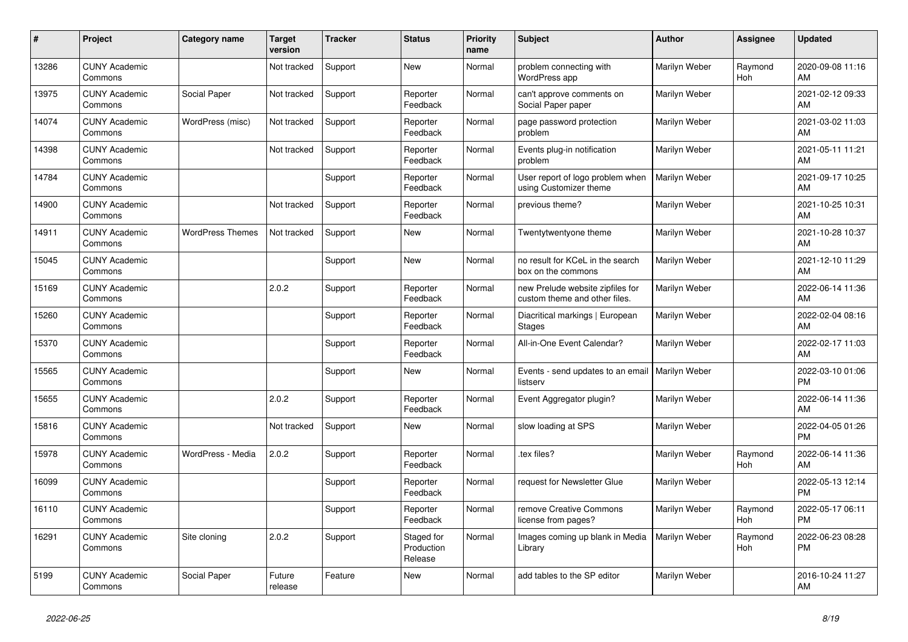| # | Project | Category name | Target version | Tracker | Status | Priority name | Subject | Author | Assignee | Updated |
|---|---|---|---|---|---|---|---|---|---|---|
| 13286 | CUNY Academic Commons |  | Not tracked | Support | New | Normal | problem connecting with WordPress app | Marilyn Weber | Raymond Hoh | 2020-09-08 11:16 AM |
| 13975 | CUNY Academic Commons | Social Paper | Not tracked | Support | Reporter Feedback | Normal | can't approve comments on Social Paper paper | Marilyn Weber |  | 2021-02-12 09:33 AM |
| 14074 | CUNY Academic Commons | WordPress (misc) | Not tracked | Support | Reporter Feedback | Normal | page password protection problem | Marilyn Weber |  | 2021-03-02 11:03 AM |
| 14398 | CUNY Academic Commons |  | Not tracked | Support | Reporter Feedback | Normal | Events plug-in notification problem | Marilyn Weber |  | 2021-05-11 11:21 AM |
| 14784 | CUNY Academic Commons |  |  | Support | Reporter Feedback | Normal | User report of logo problem when using Customizer theme | Marilyn Weber |  | 2021-09-17 10:25 AM |
| 14900 | CUNY Academic Commons |  | Not tracked | Support | Reporter Feedback | Normal | previous theme? | Marilyn Weber |  | 2021-10-25 10:31 AM |
| 14911 | CUNY Academic Commons | WordPress Themes | Not tracked | Support | New | Normal | Twentytwentyone theme | Marilyn Weber |  | 2021-10-28 10:37 AM |
| 15045 | CUNY Academic Commons |  |  | Support | New | Normal | no result for KCeL in the search box on the commons | Marilyn Weber |  | 2021-12-10 11:29 AM |
| 15169 | CUNY Academic Commons |  | 2.0.2 | Support | Reporter Feedback | Normal | new Prelude website zipfiles for custom theme and other files. | Marilyn Weber |  | 2022-06-14 11:36 AM |
| 15260 | CUNY Academic Commons |  |  | Support | Reporter Feedback | Normal | Diacritical markings \| European Stages | Marilyn Weber |  | 2022-02-04 08:16 AM |
| 15370 | CUNY Academic Commons |  |  | Support | Reporter Feedback | Normal | All-in-One Event Calendar? | Marilyn Weber |  | 2022-02-17 11:03 AM |
| 15565 | CUNY Academic Commons |  |  | Support | New | Normal | Events - send updates to an email listserv | Marilyn Weber |  | 2022-03-10 01:06 PM |
| 15655 | CUNY Academic Commons |  | 2.0.2 | Support | Reporter Feedback | Normal | Event Aggregator plugin? | Marilyn Weber |  | 2022-06-14 11:36 AM |
| 15816 | CUNY Academic Commons |  | Not tracked | Support | New | Normal | slow loading at SPS | Marilyn Weber |  | 2022-04-05 01:26 PM |
| 15978 | CUNY Academic Commons | WordPress - Media | 2.0.2 | Support | Reporter Feedback | Normal | .tex files? | Marilyn Weber | Raymond Hoh | 2022-06-14 11:36 AM |
| 16099 | CUNY Academic Commons |  |  | Support | Reporter Feedback | Normal | request for Newsletter Glue | Marilyn Weber |  | 2022-05-13 12:14 PM |
| 16110 | CUNY Academic Commons |  |  | Support | Reporter Feedback | Normal | remove Creative Commons license from pages? | Marilyn Weber | Raymond Hoh | 2022-05-17 06:11 PM |
| 16291 | CUNY Academic Commons | Site cloning | 2.0.2 | Support | Staged for Production Release | Normal | Images coming up blank in Media Library | Marilyn Weber | Raymond Hoh | 2022-06-23 08:28 PM |
| 5199 | CUNY Academic Commons | Social Paper | Future release | Feature | New | Normal | add tables to the SP editor | Marilyn Weber |  | 2016-10-24 11:27 AM |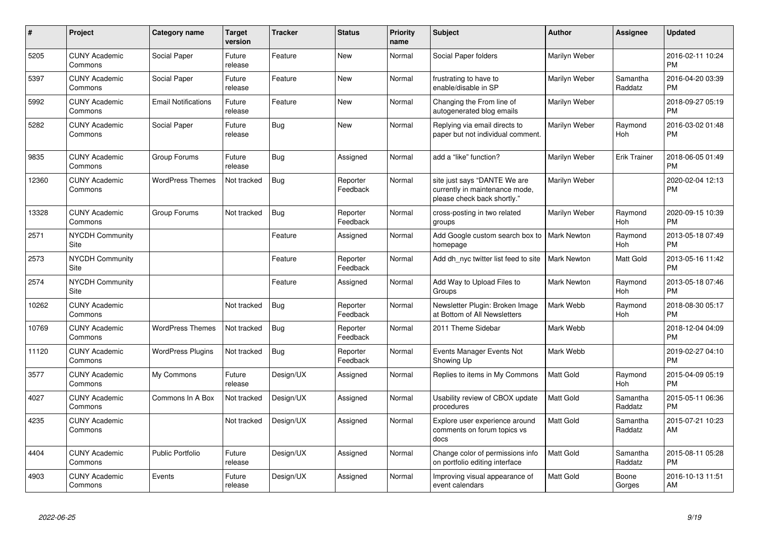| # | Project | Category name | Target version | Tracker | Status | Priority name | Subject | Author | Assignee | Updated |
|---|---|---|---|---|---|---|---|---|---|---|
| 5205 | CUNY Academic Commons | Social Paper | Future release | Feature | New | Normal | Social Paper folders | Marilyn Weber | | 2016-02-11 10:24 PM |
| 5397 | CUNY Academic Commons | Social Paper | Future release | Feature | New | Normal | frustrating to have to enable/disable in SP | Marilyn Weber | Samantha Raddatz | 2016-04-20 03:39 PM |
| 5992 | CUNY Academic Commons | Email Notifications | Future release | Feature | New | Normal | Changing the From line of autogenerated blog emails | Marilyn Weber | | 2018-09-27 05:19 PM |
| 5282 | CUNY Academic Commons | Social Paper | Future release | Bug | New | Normal | Replying via email directs to paper but not individual comment. | Marilyn Weber | Raymond Hoh | 2016-03-02 01:48 PM |
| 9835 | CUNY Academic Commons | Group Forums | Future release | Bug | Assigned | Normal | add a "like" function? | Marilyn Weber | Erik Trainer | 2018-06-05 01:49 PM |
| 12360 | CUNY Academic Commons | WordPress Themes | Not tracked | Bug | Reporter Feedback | Normal | site just says "DANTE We are currently in maintenance mode, please check back shortly." | Marilyn Weber | | 2020-02-04 12:13 PM |
| 13328 | CUNY Academic Commons | Group Forums | Not tracked | Bug | Reporter Feedback | Normal | cross-posting in two related groups | Marilyn Weber | Raymond Hoh | 2020-09-15 10:39 PM |
| 2571 | NYCDH Community Site | | | Feature | Assigned | Normal | Add Google custom search box to homepage | Mark Newton | Raymond Hoh | 2013-05-18 07:49 PM |
| 2573 | NYCDH Community Site | | | Feature | Reporter Feedback | Normal | Add dh_nyc twitter list feed to site | Mark Newton | Matt Gold | 2013-05-16 11:42 PM |
| 2574 | NYCDH Community Site | | | Feature | Assigned | Normal | Add Way to Upload Files to Groups | Mark Newton | Raymond Hoh | 2013-05-18 07:46 PM |
| 10262 | CUNY Academic Commons | | Not tracked | Bug | Reporter Feedback | Normal | Newsletter Plugin: Broken Image at Bottom of All Newsletters | Mark Webb | Raymond Hoh | 2018-08-30 05:17 PM |
| 10769 | CUNY Academic Commons | WordPress Themes | Not tracked | Bug | Reporter Feedback | Normal | 2011 Theme Sidebar | Mark Webb | | 2018-12-04 04:09 PM |
| 11120 | CUNY Academic Commons | WordPress Plugins | Not tracked | Bug | Reporter Feedback | Normal | Events Manager Events Not Showing Up | Mark Webb | | 2019-02-27 04:10 PM |
| 3577 | CUNY Academic Commons | My Commons | Future release | Design/UX | Assigned | Normal | Replies to items in My Commons | Matt Gold | Raymond Hoh | 2015-04-09 05:19 PM |
| 4027 | CUNY Academic Commons | Commons In A Box | Not tracked | Design/UX | Assigned | Normal | Usability review of CBOX update procedures | Matt Gold | Samantha Raddatz | 2015-05-11 06:36 PM |
| 4235 | CUNY Academic Commons | | Not tracked | Design/UX | Assigned | Normal | Explore user experience around comments on forum topics vs docs | Matt Gold | Samantha Raddatz | 2015-07-21 10:23 AM |
| 4404 | CUNY Academic Commons | Public Portfolio | Future release | Design/UX | Assigned | Normal | Change color of permissions info on portfolio editing interface | Matt Gold | Samantha Raddatz | 2015-08-11 05:28 PM |
| 4903 | CUNY Academic Commons | Events | Future release | Design/UX | Assigned | Normal | Improving visual appearance of event calendars | Matt Gold | Boone Gorges | 2016-10-13 11:51 AM |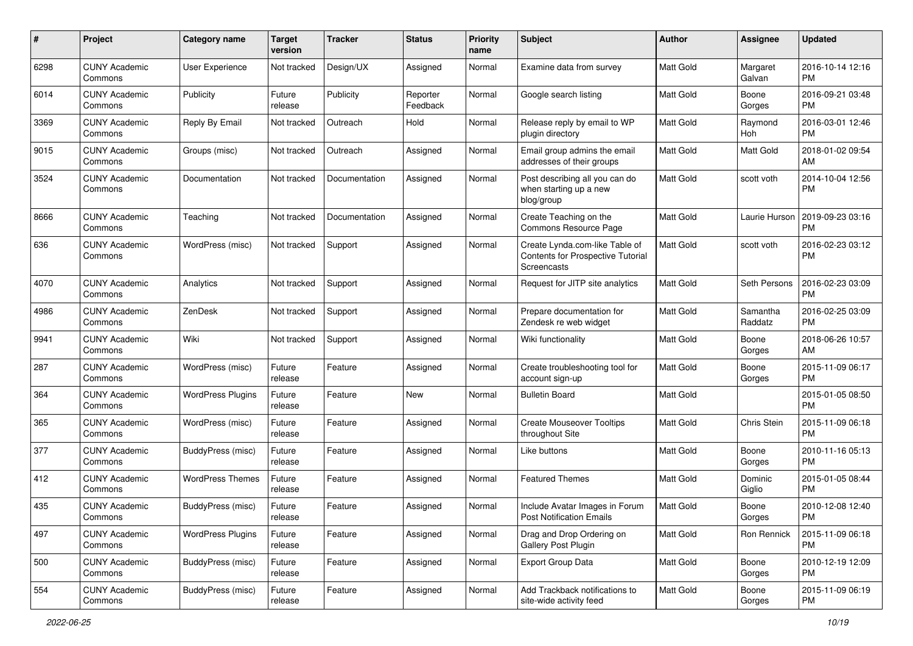| # | Project | Category name | Target version | Tracker | Status | Priority name | Subject | Author | Assignee | Updated |
|---|---|---|---|---|---|---|---|---|---|---|
| 6298 | CUNY Academic Commons | User Experience | Not tracked | Design/UX | Assigned | Normal | Examine data from survey | Matt Gold | Margaret Galvan | 2016-10-14 12:16 PM |
| 6014 | CUNY Academic Commons | Publicity | Future release | Publicity | Reporter Feedback | Normal | Google search listing | Matt Gold | Boone Gorges | 2016-09-21 03:48 PM |
| 3369 | CUNY Academic Commons | Reply By Email | Not tracked | Outreach | Hold | Normal | Release reply by email to WP plugin directory | Matt Gold | Raymond Hoh | 2016-03-01 12:46 PM |
| 9015 | CUNY Academic Commons | Groups (misc) | Not tracked | Outreach | Assigned | Normal | Email group admins the email addresses of their groups | Matt Gold | Matt Gold | 2018-01-02 09:54 AM |
| 3524 | CUNY Academic Commons | Documentation | Not tracked | Documentation | Assigned | Normal | Post describing all you can do when starting up a new blog/group | Matt Gold | scott voth | 2014-10-04 12:56 PM |
| 8666 | CUNY Academic Commons | Teaching | Not tracked | Documentation | Assigned | Normal | Create Teaching on the Commons Resource Page | Matt Gold | Laurie Hurson | 2019-09-23 03:16 PM |
| 636 | CUNY Academic Commons | WordPress (misc) | Not tracked | Support | Assigned | Normal | Create Lynda.com-like Table of Contents for Prospective Tutorial Screencasts | Matt Gold | scott voth | 2016-02-23 03:12 PM |
| 4070 | CUNY Academic Commons | Analytics | Not tracked | Support | Assigned | Normal | Request for JITP site analytics | Matt Gold | Seth Persons | 2016-02-23 03:09 PM |
| 4986 | CUNY Academic Commons | ZenDesk | Not tracked | Support | Assigned | Normal | Prepare documentation for Zendesk re web widget | Matt Gold | Samantha Raddatz | 2016-02-25 03:09 PM |
| 9941 | CUNY Academic Commons | Wiki | Not tracked | Support | Assigned | Normal | Wiki functionality | Matt Gold | Boone Gorges | 2018-06-26 10:57 AM |
| 287 | CUNY Academic Commons | WordPress (misc) | Future release | Feature | Assigned | Normal | Create troubleshooting tool for account sign-up | Matt Gold | Boone Gorges | 2015-11-09 06:17 PM |
| 364 | CUNY Academic Commons | WordPress Plugins | Future release | Feature | New | Normal | Bulletin Board | Matt Gold | | 2015-01-05 08:50 PM |
| 365 | CUNY Academic Commons | WordPress (misc) | Future release | Feature | Assigned | Normal | Create Mouseover Tooltips throughout Site | Matt Gold | Chris Stein | 2015-11-09 06:18 PM |
| 377 | CUNY Academic Commons | BuddyPress (misc) | Future release | Feature | Assigned | Normal | Like buttons | Matt Gold | Boone Gorges | 2010-11-16 05:13 PM |
| 412 | CUNY Academic Commons | WordPress Themes | Future release | Feature | Assigned | Normal | Featured Themes | Matt Gold | Dominic Giglio | 2015-01-05 08:44 PM |
| 435 | CUNY Academic Commons | BuddyPress (misc) | Future release | Feature | Assigned | Normal | Include Avatar Images in Forum Post Notification Emails | Matt Gold | Boone Gorges | 2010-12-08 12:40 PM |
| 497 | CUNY Academic Commons | WordPress Plugins | Future release | Feature | Assigned | Normal | Drag and Drop Ordering on Gallery Post Plugin | Matt Gold | Ron Rennick | 2015-11-09 06:18 PM |
| 500 | CUNY Academic Commons | BuddyPress (misc) | Future release | Feature | Assigned | Normal | Export Group Data | Matt Gold | Boone Gorges | 2010-12-19 12:09 PM |
| 554 | CUNY Academic Commons | BuddyPress (misc) | Future release | Feature | Assigned | Normal | Add Trackback notifications to site-wide activity feed | Matt Gold | Boone Gorges | 2015-11-09 06:19 PM |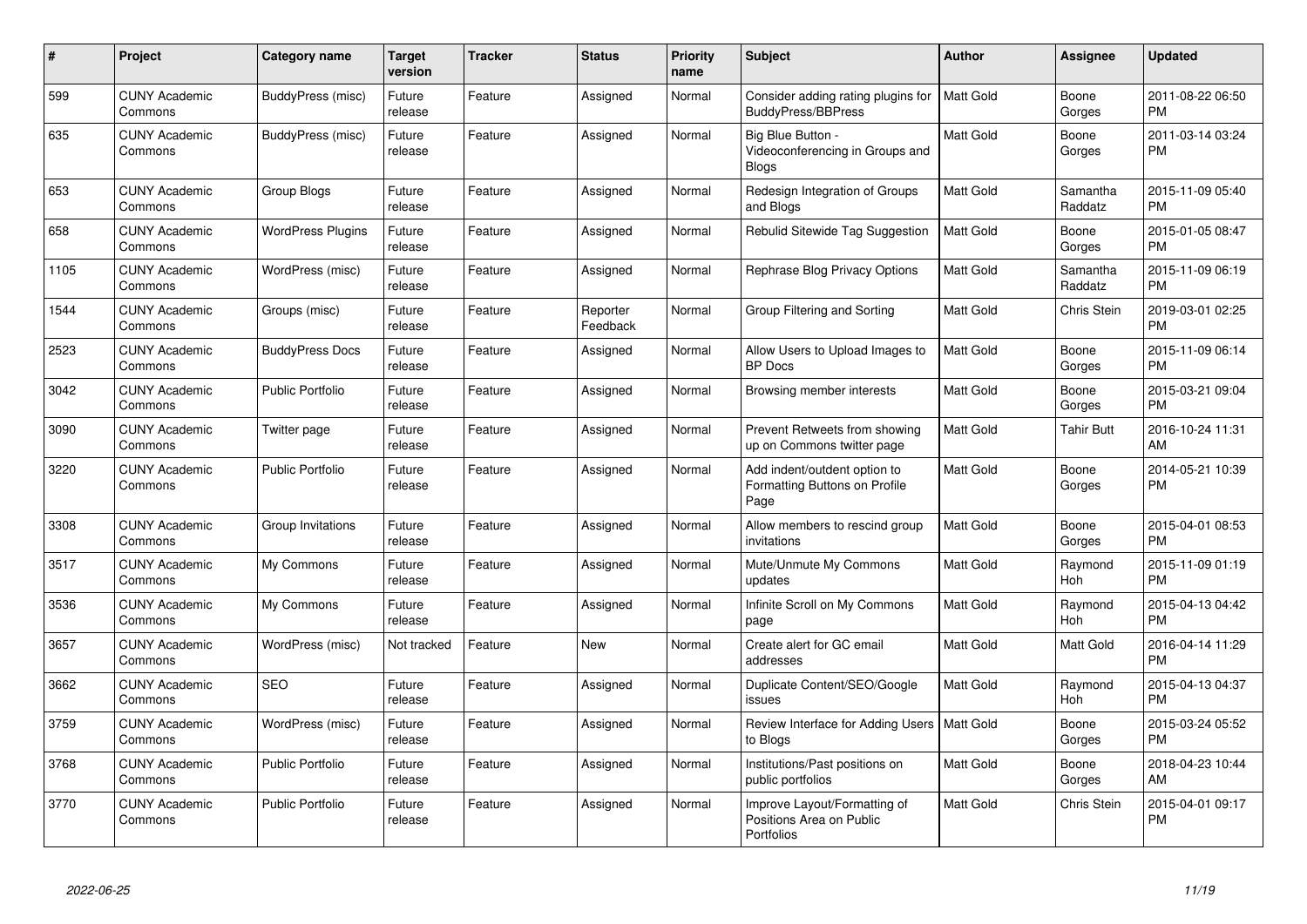| # | Project | Category name | Target version | Tracker | Status | Priority name | Subject | Author | Assignee | Updated |
|---|---|---|---|---|---|---|---|---|---|---|
| 599 | CUNY Academic Commons | BuddyPress (misc) | Future release | Feature | Assigned | Normal | Consider adding rating plugins for BuddyPress/BBPress | Matt Gold | Boone Gorges | 2011-08-22 06:50 PM |
| 635 | CUNY Academic Commons | BuddyPress (misc) | Future release | Feature | Assigned | Normal | Big Blue Button - Videoconferencing in Groups and Blogs | Matt Gold | Boone Gorges | 2011-03-14 03:24 PM |
| 653 | CUNY Academic Commons | Group Blogs | Future release | Feature | Assigned | Normal | Redesign Integration of Groups and Blogs | Matt Gold | Samantha Raddatz | 2015-11-09 05:40 PM |
| 658 | CUNY Academic Commons | WordPress Plugins | Future release | Feature | Assigned | Normal | Rebulid Sitewide Tag Suggestion | Matt Gold | Boone Gorges | 2015-01-05 08:47 PM |
| 1105 | CUNY Academic Commons | WordPress (misc) | Future release | Feature | Assigned | Normal | Rephrase Blog Privacy Options | Matt Gold | Samantha Raddatz | 2015-11-09 06:19 PM |
| 1544 | CUNY Academic Commons | Groups (misc) | Future release | Feature | Reporter Feedback | Normal | Group Filtering and Sorting | Matt Gold | Chris Stein | 2019-03-01 02:25 PM |
| 2523 | CUNY Academic Commons | BuddyPress Docs | Future release | Feature | Assigned | Normal | Allow Users to Upload Images to BP Docs | Matt Gold | Boone Gorges | 2015-11-09 06:14 PM |
| 3042 | CUNY Academic Commons | Public Portfolio | Future release | Feature | Assigned | Normal | Browsing member interests | Matt Gold | Boone Gorges | 2015-03-21 09:04 PM |
| 3090 | CUNY Academic Commons | Twitter page | Future release | Feature | Assigned | Normal | Prevent Retweets from showing up on Commons twitter page | Matt Gold | Tahir Butt | 2016-10-24 11:31 AM |
| 3220 | CUNY Academic Commons | Public Portfolio | Future release | Feature | Assigned | Normal | Add indent/outdent option to Formatting Buttons on Profile Page | Matt Gold | Boone Gorges | 2014-05-21 10:39 PM |
| 3308 | CUNY Academic Commons | Group Invitations | Future release | Feature | Assigned | Normal | Allow members to rescind group invitations | Matt Gold | Boone Gorges | 2015-04-01 08:53 PM |
| 3517 | CUNY Academic Commons | My Commons | Future release | Feature | Assigned | Normal | Mute/Unmute My Commons updates | Matt Gold | Raymond Hoh | 2015-11-09 01:19 PM |
| 3536 | CUNY Academic Commons | My Commons | Future release | Feature | Assigned | Normal | Infinite Scroll on My Commons page | Matt Gold | Raymond Hoh | 2015-04-13 04:42 PM |
| 3657 | CUNY Academic Commons | WordPress (misc) | Not tracked | Feature | New | Normal | Create alert for GC email addresses | Matt Gold | Matt Gold | 2016-04-14 11:29 PM |
| 3662 | CUNY Academic Commons | SEO | Future release | Feature | Assigned | Normal | Duplicate Content/SEO/Google issues | Matt Gold | Raymond Hoh | 2015-04-13 04:37 PM |
| 3759 | CUNY Academic Commons | WordPress (misc) | Future release | Feature | Assigned | Normal | Review Interface for Adding Users to Blogs | Matt Gold | Boone Gorges | 2015-03-24 05:52 PM |
| 3768 | CUNY Academic Commons | Public Portfolio | Future release | Feature | Assigned | Normal | Institutions/Past positions on public portfolios | Matt Gold | Boone Gorges | 2018-04-23 10:44 AM |
| 3770 | CUNY Academic Commons | Public Portfolio | Future release | Feature | Assigned | Normal | Improve Layout/Formatting of Positions Area on Public Portfolios | Matt Gold | Chris Stein | 2015-04-01 09:17 PM |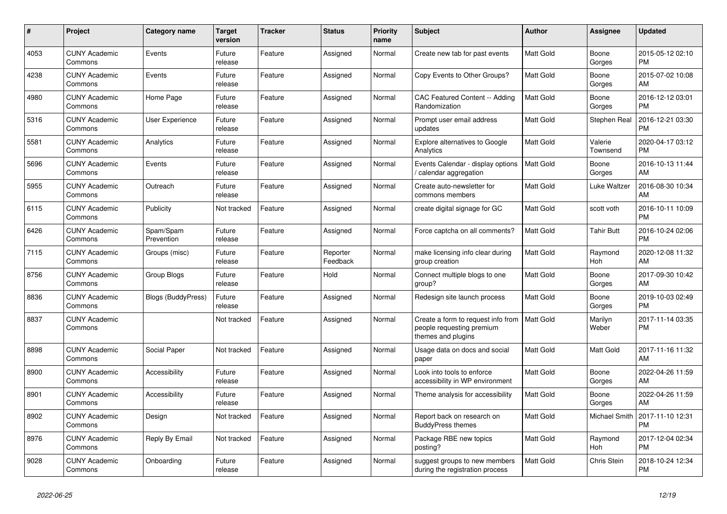| # | Project | Category name | Target version | Tracker | Status | Priority name | Subject | Author | Assignee | Updated |
|---|---|---|---|---|---|---|---|---|---|---|
| 4053 | CUNY Academic Commons | Events | Future release | Feature | Assigned | Normal | Create new tab for past events | Matt Gold | Boone Gorges | 2015-05-12 02:10 PM |
| 4238 | CUNY Academic Commons | Events | Future release | Feature | Assigned | Normal | Copy Events to Other Groups? | Matt Gold | Boone Gorges | 2015-07-02 10:08 AM |
| 4980 | CUNY Academic Commons | Home Page | Future release | Feature | Assigned | Normal | CAC Featured Content -- Adding Randomization | Matt Gold | Boone Gorges | 2016-12-12 03:01 PM |
| 5316 | CUNY Academic Commons | User Experience | Future release | Feature | Assigned | Normal | Prompt user email address updates | Matt Gold | Stephen Real | 2016-12-21 03:30 PM |
| 5581 | CUNY Academic Commons | Analytics | Future release | Feature | Assigned | Normal | Explore alternatives to Google Analytics | Matt Gold | Valerie Townsend | 2020-04-17 03:12 PM |
| 5696 | CUNY Academic Commons | Events | Future release | Feature | Assigned | Normal | Events Calendar - display options / calendar aggregation | Matt Gold | Boone Gorges | 2016-10-13 11:44 AM |
| 5955 | CUNY Academic Commons | Outreach | Future release | Feature | Assigned | Normal | Create auto-newsletter for commons members | Matt Gold | Luke Waltzer | 2016-08-30 10:34 AM |
| 6115 | CUNY Academic Commons | Publicity | Not tracked | Feature | Assigned | Normal | create digital signage for GC | Matt Gold | scott voth | 2016-10-11 10:09 PM |
| 6426 | CUNY Academic Commons | Spam/Spam Prevention | Future release | Feature | Assigned | Normal | Force captcha on all comments? | Matt Gold | Tahir Butt | 2016-10-24 02:06 PM |
| 7115 | CUNY Academic Commons | Groups (misc) | Future release | Feature | Reporter Feedback | Normal | make licensing info clear during group creation | Matt Gold | Raymond Hoh | 2020-12-08 11:32 AM |
| 8756 | CUNY Academic Commons | Group Blogs | Future release | Feature | Hold | Normal | Connect multiple blogs to one group? | Matt Gold | Boone Gorges | 2017-09-30 10:42 AM |
| 8836 | CUNY Academic Commons | Blogs (BuddyPress) | Future release | Feature | Assigned | Normal | Redesign site launch process | Matt Gold | Boone Gorges | 2019-10-03 02:49 PM |
| 8837 | CUNY Academic Commons | | Not tracked | Feature | Assigned | Normal | Create a form to request info from people requesting premium themes and plugins | Matt Gold | Marilyn Weber | 2017-11-14 03:35 PM |
| 8898 | CUNY Academic Commons | Social Paper | Not tracked | Feature | Assigned | Normal | Usage data on docs and social paper | Matt Gold | Matt Gold | 2017-11-16 11:32 AM |
| 8900 | CUNY Academic Commons | Accessibility | Future release | Feature | Assigned | Normal | Look into tools to enforce accessibility in WP environment | Matt Gold | Boone Gorges | 2022-04-26 11:59 AM |
| 8901 | CUNY Academic Commons | Accessibility | Future release | Feature | Assigned | Normal | Theme analysis for accessibility | Matt Gold | Boone Gorges | 2022-04-26 11:59 AM |
| 8902 | CUNY Academic Commons | Design | Not tracked | Feature | Assigned | Normal | Report back on research on BuddyPress themes | Matt Gold | Michael Smith | 2017-11-10 12:31 PM |
| 8976 | CUNY Academic Commons | Reply By Email | Not tracked | Feature | Assigned | Normal | Package RBE new topics posting? | Matt Gold | Raymond Hoh | 2017-12-04 02:34 PM |
| 9028 | CUNY Academic Commons | Onboarding | Future release | Feature | Assigned | Normal | suggest groups to new members during the registration process | Matt Gold | Chris Stein | 2018-10-24 12:34 PM |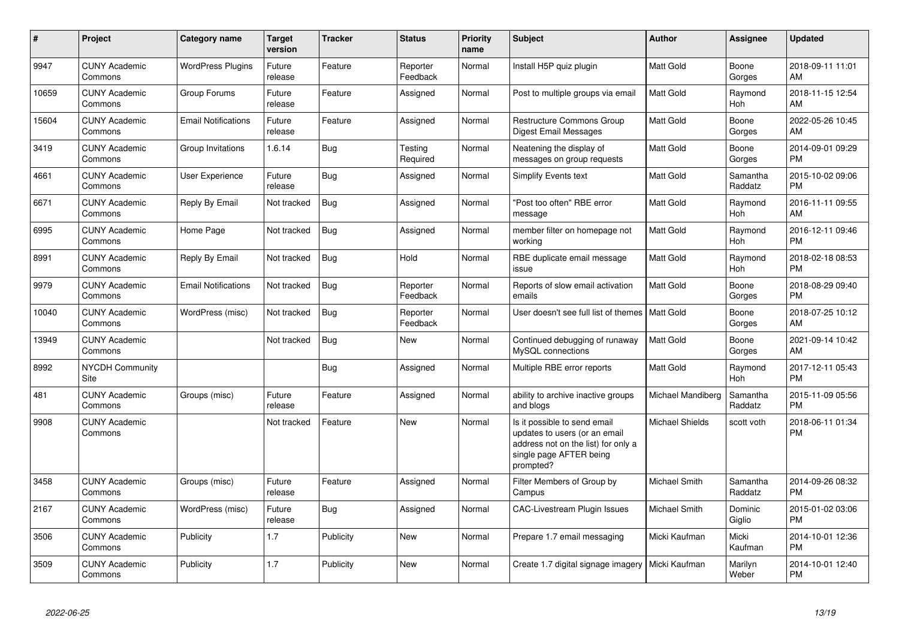| # | Project | Category name | Target version | Tracker | Status | Priority name | Subject | Author | Assignee | Updated |
|---|---|---|---|---|---|---|---|---|---|---|
| 9947 | CUNY Academic Commons | WordPress Plugins | Future release | Feature | Reporter Feedback | Normal | Install H5P quiz plugin | Matt Gold | Boone Gorges | 2018-09-11 11:01 AM |
| 10659 | CUNY Academic Commons | Group Forums | Future release | Feature | Assigned | Normal | Post to multiple groups via email | Matt Gold | Raymond Hoh | 2018-11-15 12:54 AM |
| 15604 | CUNY Academic Commons | Email Notifications | Future release | Feature | Assigned | Normal | Restructure Commons Group Digest Email Messages | Matt Gold | Boone Gorges | 2022-05-26 10:45 AM |
| 3419 | CUNY Academic Commons | Group Invitations | 1.6.14 | Bug | Testing Required | Normal | Neatening the display of messages on group requests | Matt Gold | Boone Gorges | 2014-09-01 09:29 PM |
| 4661 | CUNY Academic Commons | User Experience | Future release | Bug | Assigned | Normal | Simplify Events text | Matt Gold | Samantha Raddatz | 2015-10-02 09:06 PM |
| 6671 | CUNY Academic Commons | Reply By Email | Not tracked | Bug | Assigned | Normal | "Post too often" RBE error message | Matt Gold | Raymond Hoh | 2016-11-11 09:55 AM |
| 6995 | CUNY Academic Commons | Home Page | Not tracked | Bug | Assigned | Normal | member filter on homepage not working | Matt Gold | Raymond Hoh | 2016-12-11 09:46 PM |
| 8991 | CUNY Academic Commons | Reply By Email | Not tracked | Bug | Hold | Normal | RBE duplicate email message issue | Matt Gold | Raymond Hoh | 2018-02-18 08:53 PM |
| 9979 | CUNY Academic Commons | Email Notifications | Not tracked | Bug | Reporter Feedback | Normal | Reports of slow email activation emails | Matt Gold | Boone Gorges | 2018-08-29 09:40 PM |
| 10040 | CUNY Academic Commons | WordPress (misc) | Not tracked | Bug | Reporter Feedback | Normal | User doesn't see full list of themes | Matt Gold | Boone Gorges | 2018-07-25 10:12 AM |
| 13949 | CUNY Academic Commons | | Not tracked | Bug | New | Normal | Continued debugging of runaway MySQL connections | Matt Gold | Boone Gorges | 2021-09-14 10:42 AM |
| 8992 | NYCDH Community Site | | | Bug | Assigned | Normal | Multiple RBE error reports | Matt Gold | Raymond Hoh | 2017-12-11 05:43 PM |
| 481 | CUNY Academic Commons | Groups (misc) | Future release | Feature | Assigned | Normal | ability to archive inactive groups and blogs | Michael Mandiberg | Samantha Raddatz | 2015-11-09 05:56 PM |
| 9908 | CUNY Academic Commons | | Not tracked | Feature | New | Normal | Is it possible to send email updates to users (or an email address not on the list) for only a single page AFTER being prompted? | Michael Shields | scott voth | 2018-06-11 01:34 PM |
| 3458 | CUNY Academic Commons | Groups (misc) | Future release | Feature | Assigned | Normal | Filter Members of Group by Campus | Michael Smith | Samantha Raddatz | 2014-09-26 08:32 PM |
| 2167 | CUNY Academic Commons | WordPress (misc) | Future release | Bug | Assigned | Normal | CAC-Livestream Plugin Issues | Michael Smith | Dominic Giglio | 2015-01-02 03:06 PM |
| 3506 | CUNY Academic Commons | Publicity | 1.7 | Publicity | New | Normal | Prepare 1.7 email messaging | Micki Kaufman | Micki Kaufman | 2014-10-01 12:36 PM |
| 3509 | CUNY Academic Commons | Publicity | 1.7 | Publicity | New | Normal | Create 1.7 digital signage imagery | Micki Kaufman | Marilyn Weber | 2014-10-01 12:40 PM |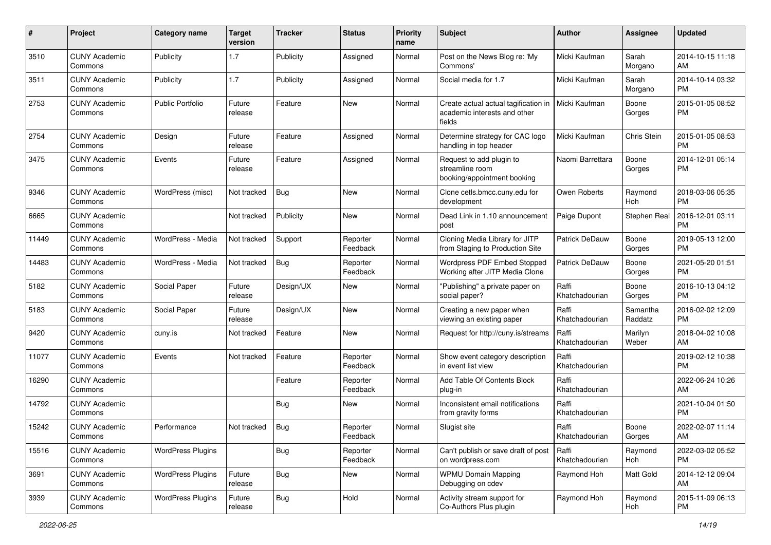| # | Project | Category name | Target version | Tracker | Status | Priority name | Subject | Author | Assignee | Updated |
|---|---|---|---|---|---|---|---|---|---|---|
| 3510 | CUNY Academic Commons | Publicity | 1.7 | Publicity | Assigned | Normal | Post on the News Blog re: 'My Commons' | Micki Kaufman | Sarah Morgano | 2014-10-15 11:18 AM |
| 3511 | CUNY Academic Commons | Publicity | 1.7 | Publicity | Assigned | Normal | Social media for 1.7 | Micki Kaufman | Sarah Morgano | 2014-10-14 03:32 PM |
| 2753 | CUNY Academic Commons | Public Portfolio | Future release | Feature | New | Normal | Create actual actual tagification in academic interests and other fields | Micki Kaufman | Boone Gorges | 2015-01-05 08:52 PM |
| 2754 | CUNY Academic Commons | Design | Future release | Feature | Assigned | Normal | Determine strategy for CAC logo handling in top header | Micki Kaufman | Chris Stein | 2015-01-05 08:53 PM |
| 3475 | CUNY Academic Commons | Events | Future release | Feature | Assigned | Normal | Request to add plugin to streamline room booking/appointment booking | Naomi Barrettara | Boone Gorges | 2014-12-01 05:14 PM |
| 9346 | CUNY Academic Commons | WordPress (misc) | Not tracked | Bug | New | Normal | Clone cetls.bmcc.cuny.edu for development | Owen Roberts | Raymond Hoh | 2018-03-06 05:35 PM |
| 6665 | CUNY Academic Commons | | Not tracked | Publicity | New | Normal | Dead Link in 1.10 announcement post | Paige Dupont | Stephen Real | 2016-12-01 03:11 PM |
| 11449 | CUNY Academic Commons | WordPress - Media | Not tracked | Support | Reporter Feedback | Normal | Cloning Media Library for JITP from Staging to Production Site | Patrick DeDauw | Boone Gorges | 2019-05-13 12:00 PM |
| 14483 | CUNY Academic Commons | WordPress - Media | Not tracked | Bug | Reporter Feedback | Normal | Wordpress PDF Embed Stopped Working after JITP Media Clone | Patrick DeDauw | Boone Gorges | 2021-05-20 01:51 PM |
| 5182 | CUNY Academic Commons | Social Paper | Future release | Design/UX | New | Normal | "Publishing" a private paper on social paper? | Raffi Khatchadourian | Boone Gorges | 2016-10-13 04:12 PM |
| 5183 | CUNY Academic Commons | Social Paper | Future release | Design/UX | New | Normal | Creating a new paper when viewing an existing paper | Raffi Khatchadourian | Samantha Raddatz | 2016-02-02 12:09 PM |
| 9420 | CUNY Academic Commons | cuny.is | Not tracked | Feature | New | Normal | Request for http://cuny.is/streams | Raffi Khatchadourian | Marilyn Weber | 2018-04-02 10:08 AM |
| 11077 | CUNY Academic Commons | Events | Not tracked | Feature | Reporter Feedback | Normal | Show event category description in event list view | Raffi Khatchadourian | | 2019-02-12 10:38 PM |
| 16290 | CUNY Academic Commons | | | Feature | Reporter Feedback | Normal | Add Table Of Contents Block plug-in | Raffi Khatchadourian | | 2022-06-24 10:26 AM |
| 14792 | CUNY Academic Commons | | | Bug | New | Normal | Inconsistent email notifications from gravity forms | Raffi Khatchadourian | | 2021-10-04 01:50 PM |
| 15242 | CUNY Academic Commons | Performance | Not tracked | Bug | Reporter Feedback | Normal | Slugist site | Raffi Khatchadourian | Boone Gorges | 2022-02-07 11:14 AM |
| 15516 | CUNY Academic Commons | WordPress Plugins | | Bug | Reporter Feedback | Normal | Can't publish or save draft of post on wordpress.com | Raffi Khatchadourian | Raymond Hoh | 2022-03-02 05:52 PM |
| 3691 | CUNY Academic Commons | WordPress Plugins | Future release | Bug | New | Normal | WPMU Domain Mapping Debugging on cdev | Raymond Hoh | Matt Gold | 2014-12-12 09:04 AM |
| 3939 | CUNY Academic Commons | WordPress Plugins | Future release | Bug | Hold | Normal | Activity stream support for Co-Authors Plus plugin | Raymond Hoh | Raymond Hoh | 2015-11-09 06:13 PM |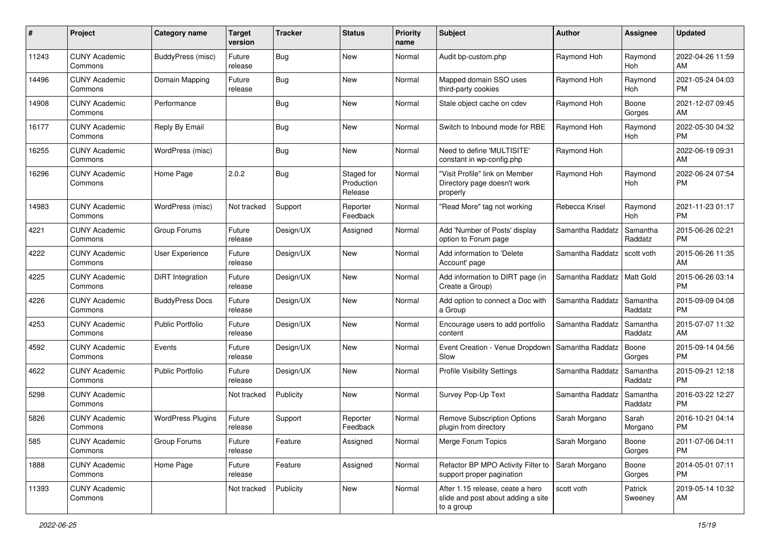| # | Project | Category name | Target version | Tracker | Status | Priority name | Subject | Author | Assignee | Updated |
| --- | --- | --- | --- | --- | --- | --- | --- | --- | --- | --- |
| 11243 | CUNY Academic Commons | BuddyPress (misc) | Future release | Bug | New | Normal | Audit bp-custom.php | Raymond Hoh | Raymond Hoh | 2022-04-26 11:59 AM |
| 14496 | CUNY Academic Commons | Domain Mapping | Future release | Bug | New | Normal | Mapped domain SSO uses third-party cookies | Raymond Hoh | Raymond Hoh | 2021-05-24 04:03 PM |
| 14908 | CUNY Academic Commons | Performance | | Bug | New | Normal | Stale object cache on cdev | Raymond Hoh | Boone Gorges | 2021-12-07 09:45 AM |
| 16177 | CUNY Academic Commons | Reply By Email | | Bug | New | Normal | Switch to Inbound mode for RBE | Raymond Hoh | Raymond Hoh | 2022-05-30 04:32 PM |
| 16255 | CUNY Academic Commons | WordPress (misc) | | Bug | New | Normal | Need to define 'MULTISITE' constant in wp-config.php | Raymond Hoh | | 2022-06-19 09:31 AM |
| 16296 | CUNY Academic Commons | Home Page | 2.0.2 | Bug | Staged for Production Release | Normal | "Visit Profile" link on Member Directory page doesn't work properly | Raymond Hoh | Raymond Hoh | 2022-06-24 07:54 PM |
| 14983 | CUNY Academic Commons | WordPress (misc) | Not tracked | Support | Reporter Feedback | Normal | "Read More" tag not working | Rebecca Krisel | Raymond Hoh | 2021-11-23 01:17 PM |
| 4221 | CUNY Academic Commons | Group Forums | Future release | Design/UX | Assigned | Normal | Add 'Number of Posts' display option to Forum page | Samantha Raddatz | Samantha Raddatz | 2015-06-26 02:21 PM |
| 4222 | CUNY Academic Commons | User Experience | Future release | Design/UX | New | Normal | Add information to 'Delete Account' page | Samantha Raddatz | scott voth | 2015-06-26 11:35 AM |
| 4225 | CUNY Academic Commons | DiRT Integration | Future release | Design/UX | New | Normal | Add information to DIRT page (in Create a Group) | Samantha Raddatz | Matt Gold | 2015-06-26 03:14 PM |
| 4226 | CUNY Academic Commons | BuddyPress Docs | Future release | Design/UX | New | Normal | Add option to connect a Doc with a Group | Samantha Raddatz | Samantha Raddatz | 2015-09-09 04:08 PM |
| 4253 | CUNY Academic Commons | Public Portfolio | Future release | Design/UX | New | Normal | Encourage users to add portfolio content | Samantha Raddatz | Samantha Raddatz | 2015-07-07 11:32 AM |
| 4592 | CUNY Academic Commons | Events | Future release | Design/UX | New | Normal | Event Creation - Venue Dropdown Slow | Samantha Raddatz | Boone Gorges | 2015-09-14 04:56 PM |
| 4622 | CUNY Academic Commons | Public Portfolio | Future release | Design/UX | New | Normal | Profile Visibility Settings | Samantha Raddatz | Samantha Raddatz | 2015-09-21 12:18 PM |
| 5298 | CUNY Academic Commons | | Not tracked | Publicity | New | Normal | Survey Pop-Up Text | Samantha Raddatz | Samantha Raddatz | 2016-03-22 12:27 PM |
| 5826 | CUNY Academic Commons | WordPress Plugins | Future release | Support | Reporter Feedback | Normal | Remove Subscription Options plugin from directory | Sarah Morgano | Sarah Morgano | 2016-10-21 04:14 PM |
| 585 | CUNY Academic Commons | Group Forums | Future release | Feature | Assigned | Normal | Merge Forum Topics | Sarah Morgano | Boone Gorges | 2011-07-06 04:11 PM |
| 1888 | CUNY Academic Commons | Home Page | Future release | Feature | Assigned | Normal | Refactor BP MPO Activity Filter to support proper pagination | Sarah Morgano | Boone Gorges | 2014-05-01 07:11 PM |
| 11393 | CUNY Academic Commons | | Not tracked | Publicity | New | Normal | After 1.15 release, ceate a hero slide and post about adding a site to a group | scott voth | Patrick Sweeney | 2019-05-14 10:32 AM |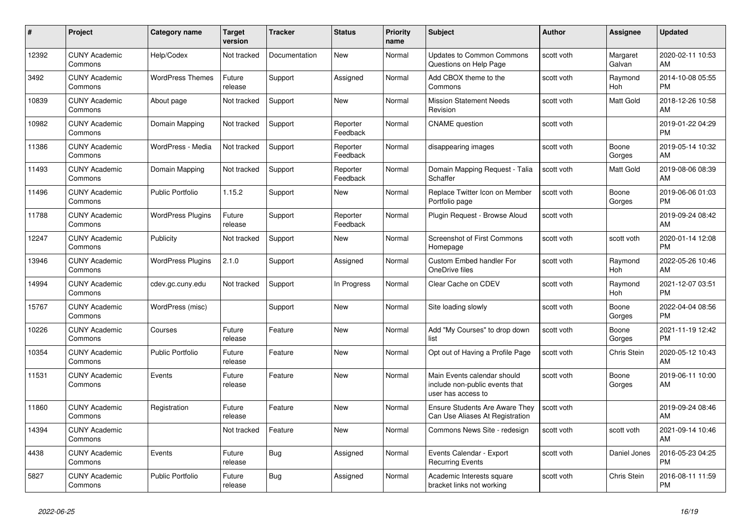| # | Project | Category name | Target version | Tracker | Status | Priority name | Subject | Author | Assignee | Updated |
|---|---|---|---|---|---|---|---|---|---|---|
| 12392 | CUNY Academic Commons | Help/Codex | Not tracked | Documentation | New | Normal | Updates to Common Commons Questions on Help Page | scott voth | Margaret Galvan | 2020-02-11 10:53 AM |
| 3492 | CUNY Academic Commons | WordPress Themes | Future release | Support | Assigned | Normal | Add CBOX theme to the Commons | scott voth | Raymond Hoh | 2014-10-08 05:55 PM |
| 10839 | CUNY Academic Commons | About page | Not tracked | Support | New | Normal | Mission Statement Needs Revision | scott voth | Matt Gold | 2018-12-26 10:58 AM |
| 10982 | CUNY Academic Commons | Domain Mapping | Not tracked | Support | Reporter Feedback | Normal | CNAME question | scott voth | | 2019-01-22 04:29 PM |
| 11386 | CUNY Academic Commons | WordPress - Media | Not tracked | Support | Reporter Feedback | Normal | disappearing images | scott voth | Boone Gorges | 2019-05-14 10:32 AM |
| 11493 | CUNY Academic Commons | Domain Mapping | Not tracked | Support | Reporter Feedback | Normal | Domain Mapping Request - Talia Schaffer | scott voth | Matt Gold | 2019-08-06 08:39 AM |
| 11496 | CUNY Academic Commons | Public Portfolio | 1.15.2 | Support | New | Normal | Replace Twitter Icon on Member Portfolio page | scott voth | Boone Gorges | 2019-06-06 01:03 PM |
| 11788 | CUNY Academic Commons | WordPress Plugins | Future release | Support | Reporter Feedback | Normal | Plugin Request - Browse Aloud | scott voth | | 2019-09-24 08:42 AM |
| 12247 | CUNY Academic Commons | Publicity | Not tracked | Support | New | Normal | Screenshot of First Commons Homepage | scott voth | scott voth | 2020-01-14 12:08 PM |
| 13946 | CUNY Academic Commons | WordPress Plugins | 2.1.0 | Support | Assigned | Normal | Custom Embed handler For OneDrive files | scott voth | Raymond Hoh | 2022-05-26 10:46 AM |
| 14994 | CUNY Academic Commons | cdev.gc.cuny.edu | Not tracked | Support | In Progress | Normal | Clear Cache on CDEV | scott voth | Raymond Hoh | 2021-12-07 03:51 PM |
| 15767 | CUNY Academic Commons | WordPress (misc) | | Support | New | Normal | Site loading slowly | scott voth | Boone Gorges | 2022-04-04 08:56 PM |
| 10226 | CUNY Academic Commons | Courses | Future release | Feature | New | Normal | Add "My Courses" to drop down list | scott voth | Boone Gorges | 2021-11-19 12:42 PM |
| 10354 | CUNY Academic Commons | Public Portfolio | Future release | Feature | New | Normal | Opt out of Having a Profile Page | scott voth | Chris Stein | 2020-05-12 10:43 AM |
| 11531 | CUNY Academic Commons | Events | Future release | Feature | New | Normal | Main Events calendar should include non-public events that user has access to | scott voth | Boone Gorges | 2019-06-11 10:00 AM |
| 11860 | CUNY Academic Commons | Registration | Future release | Feature | New | Normal | Ensure Students Are Aware They Can Use Aliases At Registration | scott voth | | 2019-09-24 08:46 AM |
| 14394 | CUNY Academic Commons | | Not tracked | Feature | New | Normal | Commons News Site - redesign | scott voth | scott voth | 2021-09-14 10:46 AM |
| 4438 | CUNY Academic Commons | Events | Future release | Bug | Assigned | Normal | Events Calendar - Export Recurring Events | scott voth | Daniel Jones | 2016-05-23 04:25 PM |
| 5827 | CUNY Academic Commons | Public Portfolio | Future release | Bug | Assigned | Normal | Academic Interests square bracket links not working | scott voth | Chris Stein | 2016-08-11 11:59 PM |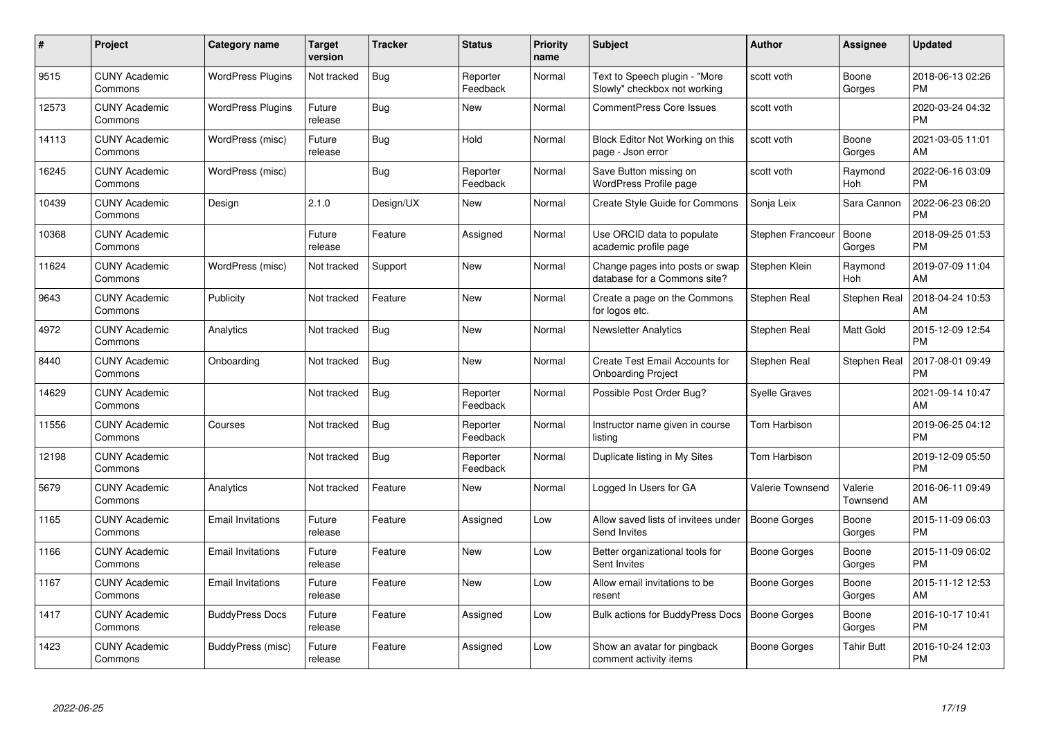| # | Project | Category name | Target version | Tracker | Status | Priority name | Subject | Author | Assignee | Updated |
|---|---|---|---|---|---|---|---|---|---|---|
| 9515 | CUNY Academic Commons | WordPress Plugins | Not tracked | Bug | Reporter Feedback | Normal | Text to Speech plugin - "More Slowly" checkbox not working | scott voth | Boone Gorges | 2018-06-13 02:26 PM |
| 12573 | CUNY Academic Commons | WordPress Plugins | Future release | Bug | New | Normal | CommentPress Core Issues | scott voth | | 2020-03-24 04:32 PM |
| 14113 | CUNY Academic Commons | WordPress (misc) | Future release | Bug | Hold | Normal | Block Editor Not Working on this page - Json error | scott voth | Boone Gorges | 2021-03-05 11:01 AM |
| 16245 | CUNY Academic Commons | WordPress (misc) | | Bug | Reporter Feedback | Normal | Save Button missing on WordPress Profile page | scott voth | Raymond Hoh | 2022-06-16 03:09 PM |
| 10439 | CUNY Academic Commons | Design | 2.1.0 | Design/UX | New | Normal | Create Style Guide for Commons | Sonja Leix | Sara Cannon | 2022-06-23 06:20 PM |
| 10368 | CUNY Academic Commons | | Future release | Feature | Assigned | Normal | Use ORCID data to populate academic profile page | Stephen Francoeur | Boone Gorges | 2018-09-25 01:53 PM |
| 11624 | CUNY Academic Commons | WordPress (misc) | Not tracked | Support | New | Normal | Change pages into posts or swap database for a Commons site? | Stephen Klein | Raymond Hoh | 2019-07-09 11:04 AM |
| 9643 | CUNY Academic Commons | Publicity | Not tracked | Feature | New | Normal | Create a page on the Commons for logos etc. | Stephen Real | Stephen Real | 2018-04-24 10:53 AM |
| 4972 | CUNY Academic Commons | Analytics | Not tracked | Bug | New | Normal | Newsletter Analytics | Stephen Real | Matt Gold | 2015-12-09 12:54 PM |
| 8440 | CUNY Academic Commons | Onboarding | Not tracked | Bug | New | Normal | Create Test Email Accounts for Onboarding Project | Stephen Real | Stephen Real | 2017-08-01 09:49 PM |
| 14629 | CUNY Academic Commons | | Not tracked | Bug | Reporter Feedback | Normal | Possible Post Order Bug? | Syelle Graves | | 2021-09-14 10:47 AM |
| 11556 | CUNY Academic Commons | Courses | Not tracked | Bug | Reporter Feedback | Normal | Instructor name given in course listing | Tom Harbison | | 2019-06-25 04:12 PM |
| 12198 | CUNY Academic Commons | | Not tracked | Bug | Reporter Feedback | Normal | Duplicate listing in My Sites | Tom Harbison | | 2019-12-09 05:50 PM |
| 5679 | CUNY Academic Commons | Analytics | Not tracked | Feature | New | Normal | Logged In Users for GA | Valerie Townsend | Valerie Townsend | 2016-06-11 09:49 AM |
| 1165 | CUNY Academic Commons | Email Invitations | Future release | Feature | Assigned | Low | Allow saved lists of invitees under Send Invites | Boone Gorges | Boone Gorges | 2015-11-09 06:03 PM |
| 1166 | CUNY Academic Commons | Email Invitations | Future release | Feature | New | Low | Better organizational tools for Sent Invites | Boone Gorges | Boone Gorges | 2015-11-09 06:02 PM |
| 1167 | CUNY Academic Commons | Email Invitations | Future release | Feature | New | Low | Allow email invitations to be resent | Boone Gorges | Boone Gorges | 2015-11-12 12:53 AM |
| 1417 | CUNY Academic Commons | BuddyPress Docs | Future release | Feature | Assigned | Low | Bulk actions for BuddyPress Docs | Boone Gorges | Boone Gorges | 2016-10-17 10:41 PM |
| 1423 | CUNY Academic Commons | BuddyPress (misc) | Future release | Feature | Assigned | Low | Show an avatar for pingback comment activity items | Boone Gorges | Tahir Butt | 2016-10-24 12:03 PM |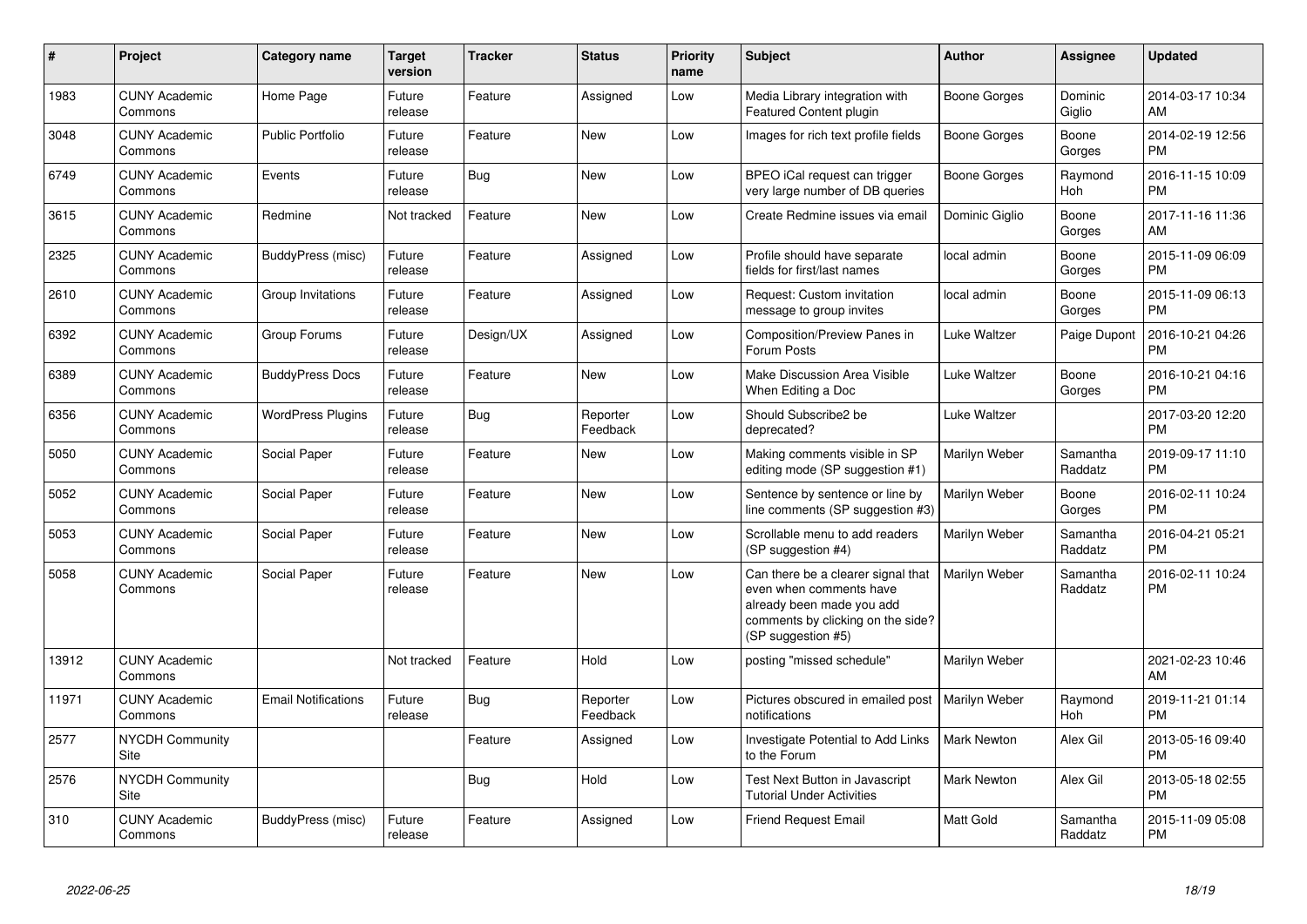| # | Project | Category name | Target version | Tracker | Status | Priority name | Subject | Author | Assignee | Updated |
|---|---|---|---|---|---|---|---|---|---|---|
| 1983 | CUNY Academic Commons | Home Page | Future release | Feature | Assigned | Low | Media Library integration with Featured Content plugin | Boone Gorges | Dominic Giglio | 2014-03-17 10:34 AM |
| 3048 | CUNY Academic Commons | Public Portfolio | Future release | Feature | New | Low | Images for rich text profile fields | Boone Gorges | Boone Gorges | 2014-02-19 12:56 PM |
| 6749 | CUNY Academic Commons | Events | Future release | Bug | New | Low | BPEO iCal request can trigger very large number of DB queries | Boone Gorges | Raymond Hoh | 2016-11-15 10:09 PM |
| 3615 | CUNY Academic Commons | Redmine | Not tracked | Feature | New | Low | Create Redmine issues via email | Dominic Giglio | Boone Gorges | 2017-11-16 11:36 AM |
| 2325 | CUNY Academic Commons | BuddyPress (misc) | Future release | Feature | Assigned | Low | Profile should have separate fields for first/last names | local admin | Boone Gorges | 2015-11-09 06:09 PM |
| 2610 | CUNY Academic Commons | Group Invitations | Future release | Feature | Assigned | Low | Request: Custom invitation message to group invites | local admin | Boone Gorges | 2015-11-09 06:13 PM |
| 6392 | CUNY Academic Commons | Group Forums | Future release | Design/UX | Assigned | Low | Composition/Preview Panes in Forum Posts | Luke Waltzer | Paige Dupont | 2016-10-21 04:26 PM |
| 6389 | CUNY Academic Commons | BuddyPress Docs | Future release | Feature | New | Low | Make Discussion Area Visible When Editing a Doc | Luke Waltzer | Boone Gorges | 2016-10-21 04:16 PM |
| 6356 | CUNY Academic Commons | WordPress Plugins | Future release | Bug | Reporter Feedback | Low | Should Subscribe2 be deprecated? | Luke Waltzer | | 2017-03-20 12:20 PM |
| 5050 | CUNY Academic Commons | Social Paper | Future release | Feature | New | Low | Making comments visible in SP editing mode (SP suggestion #1) | Marilyn Weber | Samantha Raddatz | 2019-09-17 11:10 PM |
| 5052 | CUNY Academic Commons | Social Paper | Future release | Feature | New | Low | Sentence by sentence or line by line comments (SP suggestion #3) | Marilyn Weber | Boone Gorges | 2016-02-11 10:24 PM |
| 5053 | CUNY Academic Commons | Social Paper | Future release | Feature | New | Low | Scrollable menu to add readers (SP suggestion #4) | Marilyn Weber | Samantha Raddatz | 2016-04-21 05:21 PM |
| 5058 | CUNY Academic Commons | Social Paper | Future release | Feature | New | Low | Can there be a clearer signal that even when comments have already been made you add comments by clicking on the side? (SP suggestion #5) | Marilyn Weber | Samantha Raddatz | 2016-02-11 10:24 PM |
| 13912 | CUNY Academic Commons | | Not tracked | Feature | Hold | Low | posting "missed schedule" | Marilyn Weber | | 2021-02-23 10:46 AM |
| 11971 | CUNY Academic Commons | Email Notifications | Future release | Bug | Reporter Feedback | Low | Pictures obscured in emailed post notifications | Marilyn Weber | Raymond Hoh | 2019-11-21 01:14 PM |
| 2577 | NYCDH Community Site | | | Feature | Assigned | Low | Investigate Potential to Add Links to the Forum | Mark Newton | Alex Gil | 2013-05-16 09:40 PM |
| 2576 | NYCDH Community Site | | | Bug | Hold | Low | Test Next Button in Javascript Tutorial Under Activities | Mark Newton | Alex Gil | 2013-05-18 02:55 PM |
| 310 | CUNY Academic Commons | BuddyPress (misc) | Future release | Feature | Assigned | Low | Friend Request Email | Matt Gold | Samantha Raddatz | 2015-11-09 05:08 PM |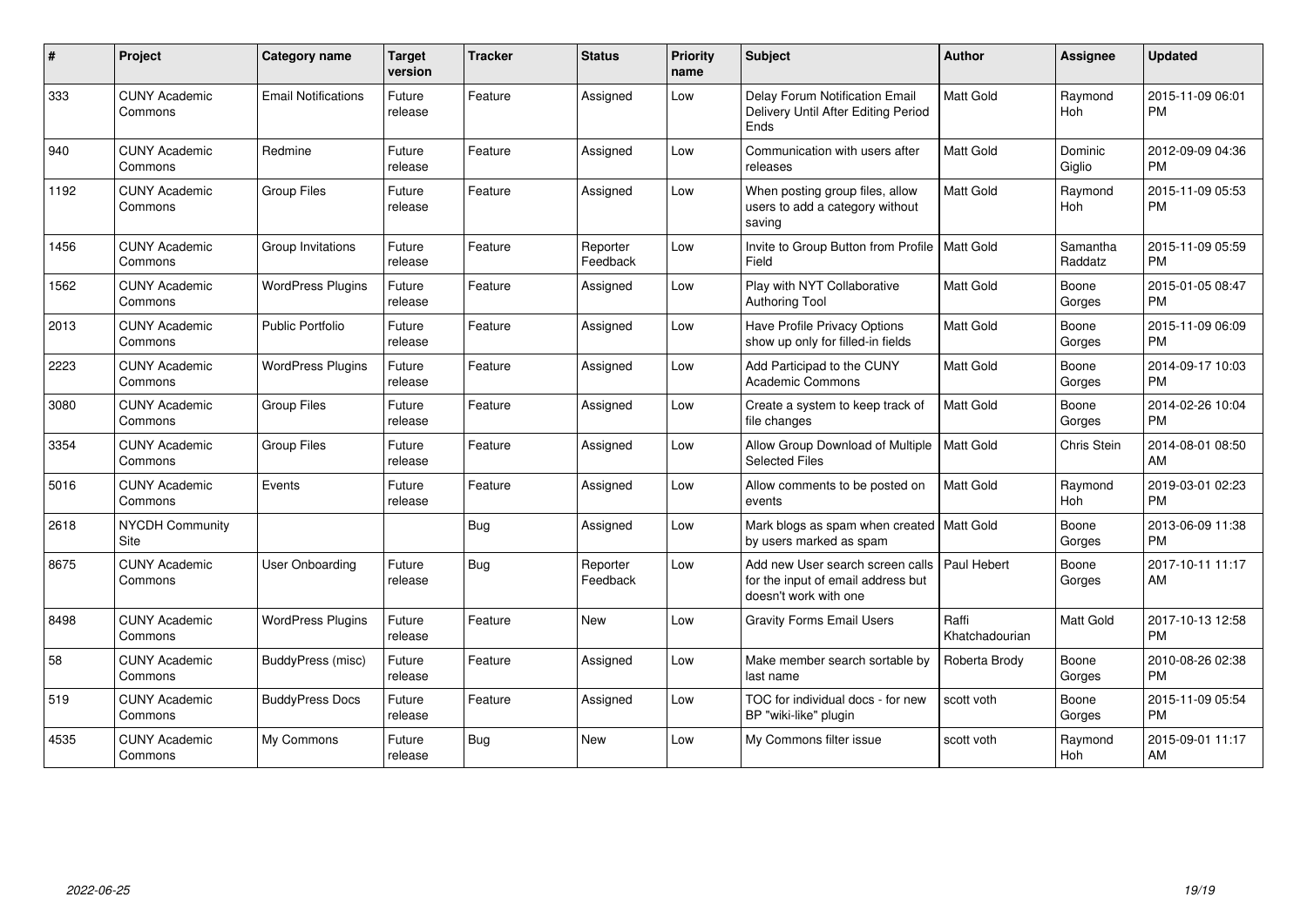| # | Project | Category name | Target version | Tracker | Status | Priority name | Subject | Author | Assignee | Updated |
|---|---|---|---|---|---|---|---|---|---|---|
| 333 | CUNY Academic Commons | Email Notifications | Future release | Feature | Assigned | Low | Delay Forum Notification Email Delivery Until After Editing Period Ends | Matt Gold | Raymond Hoh | 2015-11-09 06:01 PM |
| 940 | CUNY Academic Commons | Redmine | Future release | Feature | Assigned | Low | Communication with users after releases | Matt Gold | Dominic Giglio | 2012-09-09 04:36 PM |
| 1192 | CUNY Academic Commons | Group Files | Future release | Feature | Assigned | Low | When posting group files, allow users to add a category without saving | Matt Gold | Raymond Hoh | 2015-11-09 05:53 PM |
| 1456 | CUNY Academic Commons | Group Invitations | Future release | Feature | Reporter Feedback | Low | Invite to Group Button from Profile Field | Matt Gold | Samantha Raddatz | 2015-11-09 05:59 PM |
| 1562 | CUNY Academic Commons | WordPress Plugins | Future release | Feature | Assigned | Low | Play with NYT Collaborative Authoring Tool | Matt Gold | Boone Gorges | 2015-01-05 08:47 PM |
| 2013 | CUNY Academic Commons | Public Portfolio | Future release | Feature | Assigned | Low | Have Profile Privacy Options show up only for filled-in fields | Matt Gold | Boone Gorges | 2015-11-09 06:09 PM |
| 2223 | CUNY Academic Commons | WordPress Plugins | Future release | Feature | Assigned | Low | Add Participad to the CUNY Academic Commons | Matt Gold | Boone Gorges | 2014-09-17 10:03 PM |
| 3080 | CUNY Academic Commons | Group Files | Future release | Feature | Assigned | Low | Create a system to keep track of file changes | Matt Gold | Boone Gorges | 2014-02-26 10:04 PM |
| 3354 | CUNY Academic Commons | Group Files | Future release | Feature | Assigned | Low | Allow Group Download of Multiple Selected Files | Matt Gold | Chris Stein | 2014-08-01 08:50 AM |
| 5016 | CUNY Academic Commons | Events | Future release | Feature | Assigned | Low | Allow comments to be posted on events | Matt Gold | Raymond Hoh | 2019-03-01 02:23 PM |
| 2618 | NYCDH Community Site | | | Bug | Assigned | Low | Mark blogs as spam when created by users marked as spam | Matt Gold | Boone Gorges | 2013-06-09 11:38 PM |
| 8675 | CUNY Academic Commons | User Onboarding | Future release | Bug | Reporter Feedback | Low | Add new User search screen calls for the input of email address but doesn't work with one | Paul Hebert | Boone Gorges | 2017-10-11 11:17 AM |
| 8498 | CUNY Academic Commons | WordPress Plugins | Future release | Feature | New | Low | Gravity Forms Email Users | Raffi Khatchadourian | Matt Gold | 2017-10-13 12:58 PM |
| 58 | CUNY Academic Commons | BuddyPress (misc) | Future release | Feature | Assigned | Low | Make member search sortable by last name | Roberta Brody | Boone Gorges | 2010-08-26 02:38 PM |
| 519 | CUNY Academic Commons | BuddyPress Docs | Future release | Feature | Assigned | Low | TOC for individual docs - for new BP "wiki-like" plugin | scott voth | Boone Gorges | 2015-11-09 05:54 PM |
| 4535 | CUNY Academic Commons | My Commons | Future release | Bug | New | Low | My Commons filter issue | scott voth | Raymond Hoh | 2015-09-01 11:17 AM |